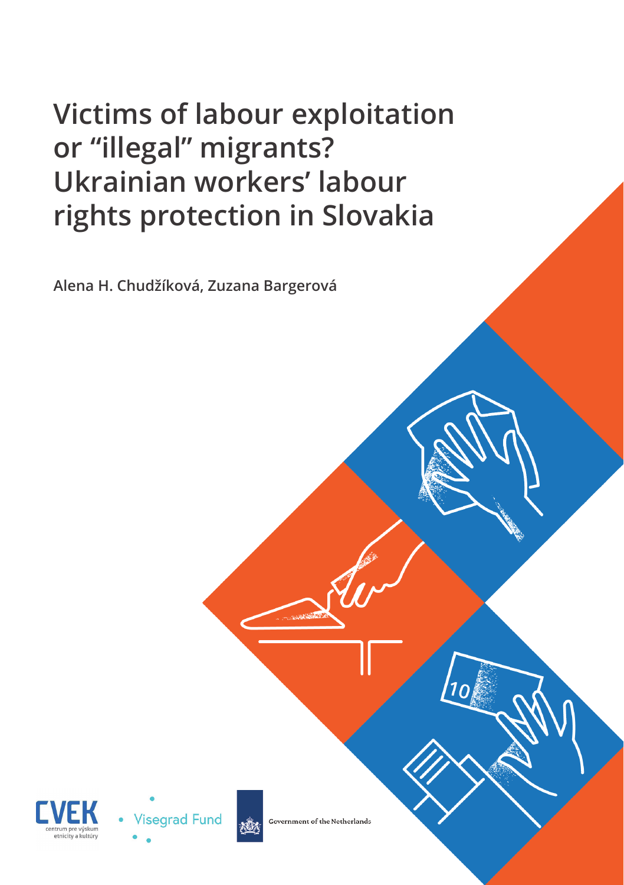# Victims of labour exploitation or "illegal" migrants? Ukrainian workers' labour rights protection in Slovakia

**Alena H. Chudžíková, Zuzana Bargerová**

CVEK centrum pre výskum etnicity a kultúry

Visegrad Fund

Government of the Netherlands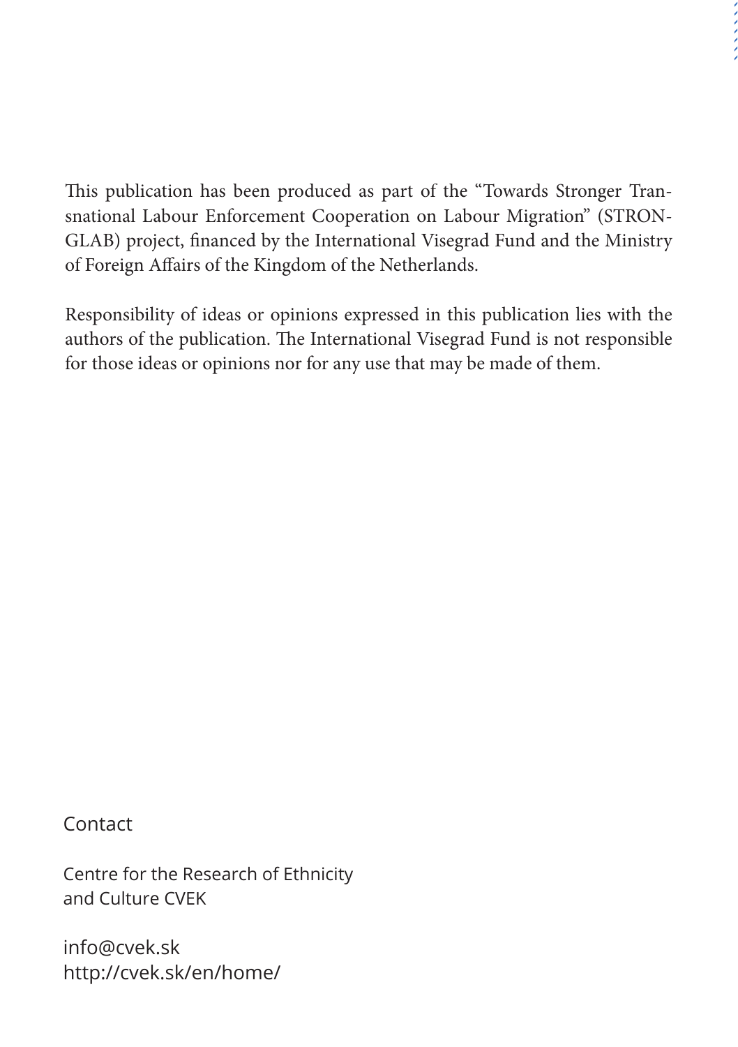This publication has been produced as part of the "Towards Stronger Transnational Labour Enforcement Cooperation on Labour Migration" (STRONGLAB) project, financed by the International Visegrad Fund and the Ministry of Foreign Affairs of the Kingdom of the Netherlands.

Responsibility of ideas or opinions expressed in this publication lies with the authors of the publication. The International Visegrad Fund is not responsible for those ideas or opinions nor for any use that may be made of them.

Contact

Centre for the Research of Ethnicity
and Culture CVEK

info@cvek.sk
http://cvek.sk/en/home/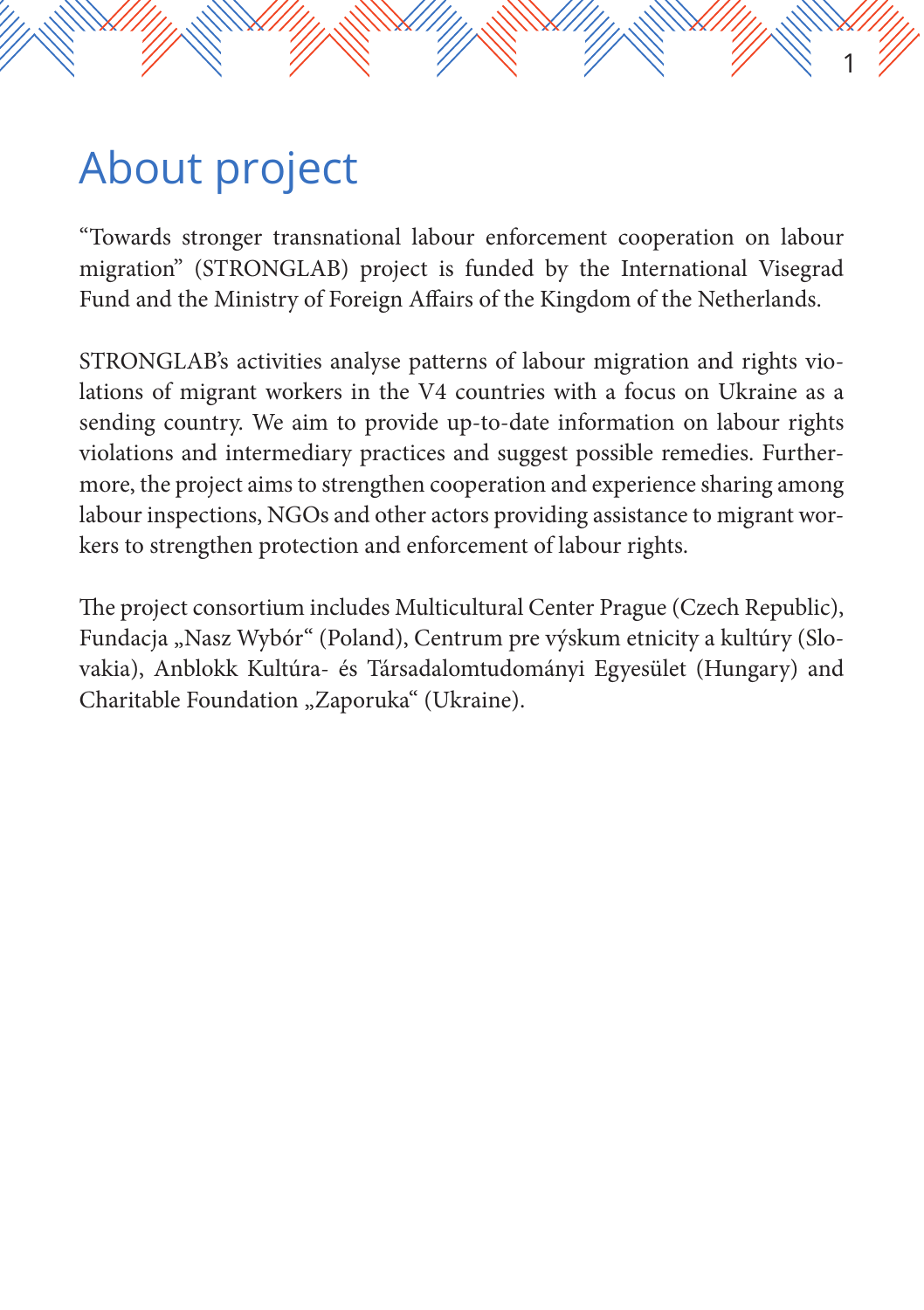# About project

“Towards stronger transnational labour enforcement cooperation on labour migration” (STRONGLAB) project is funded by the International Visegrad Fund and the Ministry of Foreign Affairs of the Kingdom of the Netherlands.

STRONGLAB’s activities analyse patterns of labour migration and rights violations of migrant workers in the V4 countries with a focus on Ukraine as a sending country. We aim to provide up-to-date information on labour rights violations and intermediary practices and suggest possible remedies. Furthermore, the project aims to strengthen cooperation and experience sharing among labour inspections, NGOs and other actors providing assistance to migrant workers to strengthen protection and enforcement of labour rights.

The project consortium includes Multicultural Center Prague (Czech Republic), Fundacja „Nasz Wybór“ (Poland), Centrum pre výskum etnicity a kultúry (Slovakia), Anblokk Kultúra- és Társadalomtudományi Egyesület (Hungary) and Charitable Foundation „Zaporuka“ (Ukraine).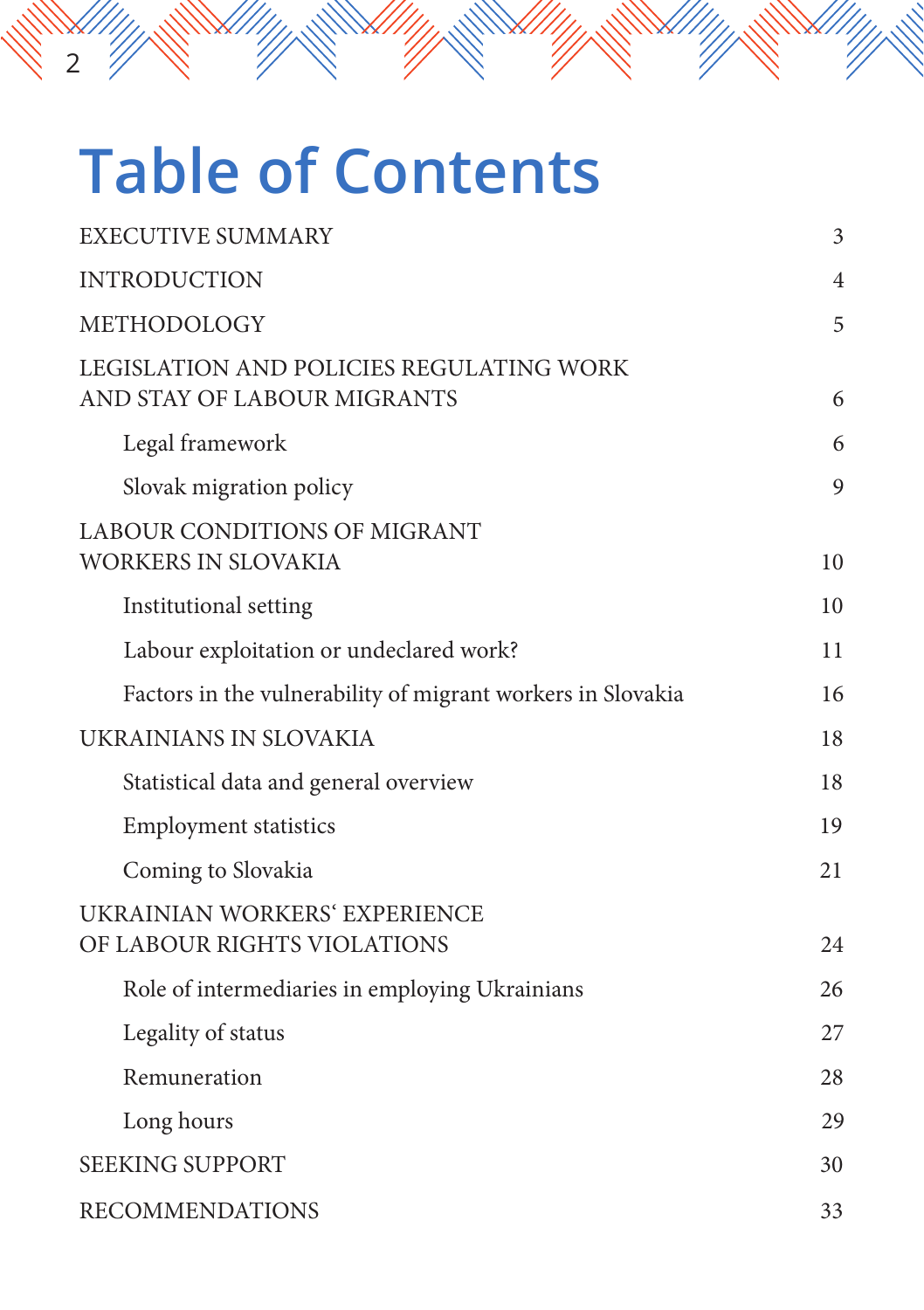# Table of Contents

| | |
|---|---|
| EXECUTIVE SUMMARY | 3 |
| INTRODUCTION | 4 |
| METHODOLOGY | 5 |
| LEGISLATION AND POLICIES REGULATING WORK AND STAY OF LABOUR MIGRANTS | 6 |
| Legal framework | 6 |
| Slovak migration policy | 9 |
| LABOUR CONDITIONS OF MIGRANT WORKERS IN SLOVAKIA | 10 |
| Institutional setting | 10 |
| Labour exploitation or undeclared work? | 11 |
| Factors in the vulnerability of migrant workers in Slovakia | 16 |
| UKRAINIANS IN SLOVAKIA | 18 |
| Statistical data and general overview | 18 |
| Employment statistics | 19 |
| Coming to Slovakia | 21 |
| UKRAINIAN WORKERS' EXPERIENCE OF LABOUR RIGHTS VIOLATIONS | 24 |
| Role of intermediaries in employing Ukrainians | 26 |
| Legality of status | 27 |
| Remuneration | 28 |
| Long hours | 29 |
| SEEKING SUPPORT | 30 |
| RECOMMENDATIONS | 33 |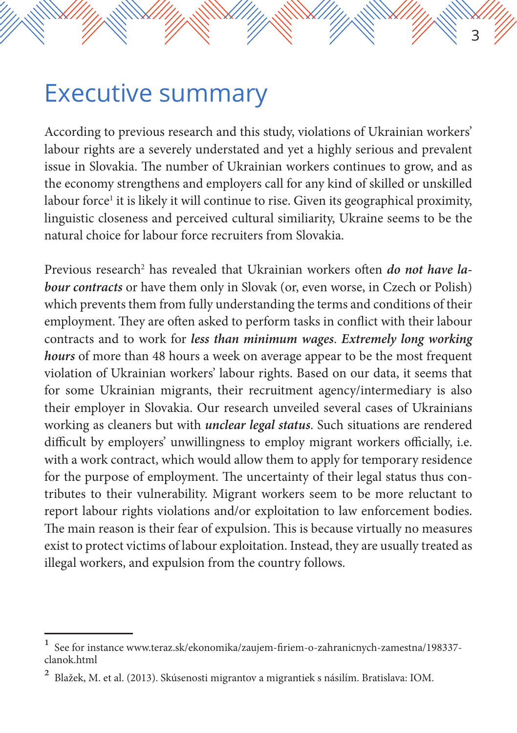# Executive summary

According to previous research and this study, violations of Ukrainian workers' labour rights are a severely understated and yet a highly serious and prevalent issue in Slovakia. The number of Ukrainian workers continues to grow, and as the economy strengthens and employers call for any kind of skilled or unskilled labour force[1] it is likely it will continue to rise. Given its geographical proximity, linguistic closeness and perceived cultural similiarity, Ukraine seems to be the natural choice for labour force recruiters from Slovakia.

Previous research[2] has revealed that Ukrainian workers often ***do not have labour contracts*** or have them only in Slovak (or, even worse, in Czech or Polish) which prevents them from fully understanding the terms and conditions of their employment. They are often asked to perform tasks in conflict with their labour contracts and to work for ***less than minimum wages***. ***Extremely long working hours*** of more than 48 hours a week on average appear to be the most frequent violation of Ukrainian workers' labour rights. Based on our data, it seems that for some Ukrainian migrants, their recruitment agency/intermediary is also their employer in Slovakia. Our research unveiled several cases of Ukrainians working as cleaners but with ***unclear legal status***. Such situations are rendered difficult by employers' unwillingness to employ migrant workers officially, i.e. with a work contract, which would allow them to apply for temporary residence for the purpose of employment. The uncertainty of their legal status thus contributes to their vulnerability. Migrant workers seem to be more reluctant to report labour rights violations and/or exploitation to law enforcement bodies. The main reason is their fear of expulsion. This is because virtually no measures exist to protect victims of labour exploitation. Instead, they are usually treated as illegal workers, and expulsion from the country follows.

---

[1] See for instance www.teraz.sk/ekonomika/zaujem-firiem-o-zahranicnych-zamestna/198337-clanok.html

[2] Blažek, M. et al. (2013). Skúsenosti migrantov a migrantiek s násilím. Bratislava: IOM.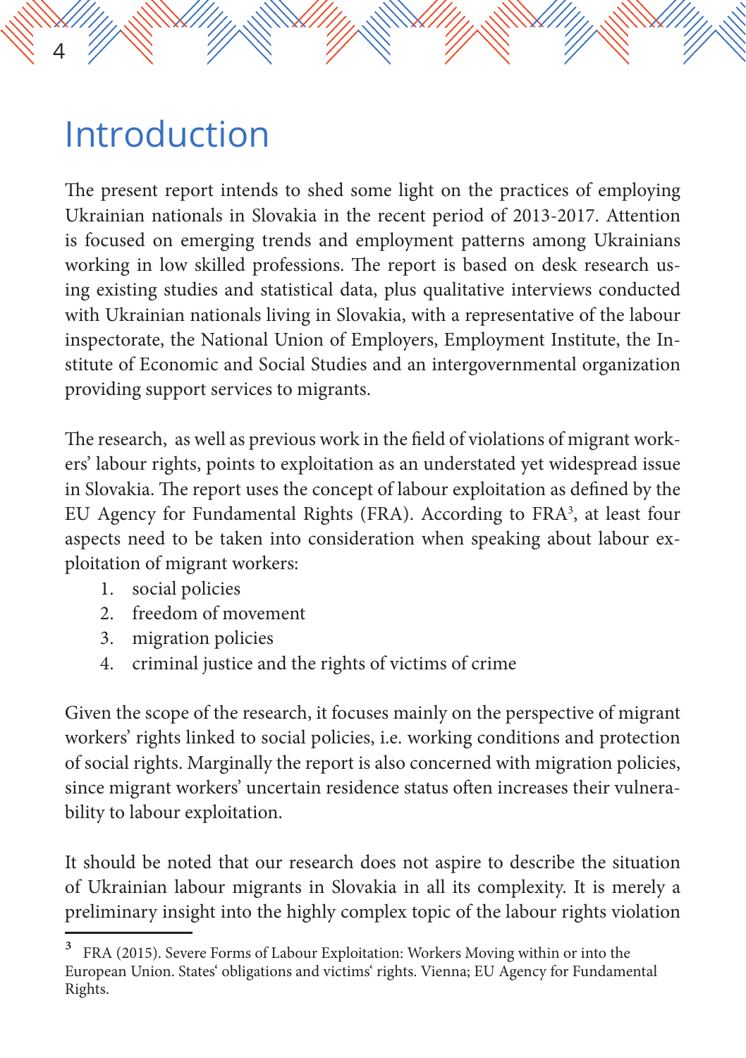# Introduction

The present report intends to shed some light on the practices of employing Ukrainian nationals in Slovakia in the recent period of 2013-2017. Attention is focused on emerging trends and employment patterns among Ukrainians working in low skilled professions. The report is based on desk research using existing studies and statistical data, plus qualitative interviews conducted with Ukrainian nationals living in Slovakia, with a representative of the labour inspectorate, the National Union of Employers, Employment Institute, the Institute of Economic and Social Studies and an intergovernmental organization providing support services to migrants.

The research, as well as previous work in the field of violations of migrant workers' labour rights, points to exploitation as an understated yet widespread issue in Slovakia. The report uses the concept of labour exploitation as defined by the EU Agency for Fundamental Rights (FRA). According to FRA[3], at least four aspects need to be taken into consideration when speaking about labour exploitation of migrant workers:

1. social policies
2. freedom of movement
3. migration policies
4. criminal justice and the rights of victims of crime

Given the scope of the research, it focuses mainly on the perspective of migrant workers' rights linked to social policies, i.e. working conditions and protection of social rights. Marginally the report is also concerned with migration policies, since migrant workers' uncertain residence status often increases their vulnerability to labour exploitation.

It should be noted that our research does not aspire to describe the situation of Ukrainian labour migrants in Slovakia in all its complexity. It is merely a preliminary insight into the highly complex topic of the labour rights violation

[3] FRA (2015). Severe Forms of Labour Exploitation: Workers Moving within or into the European Union. States' obligations and victims' rights. Vienna; EU Agency for Fundamental Rights.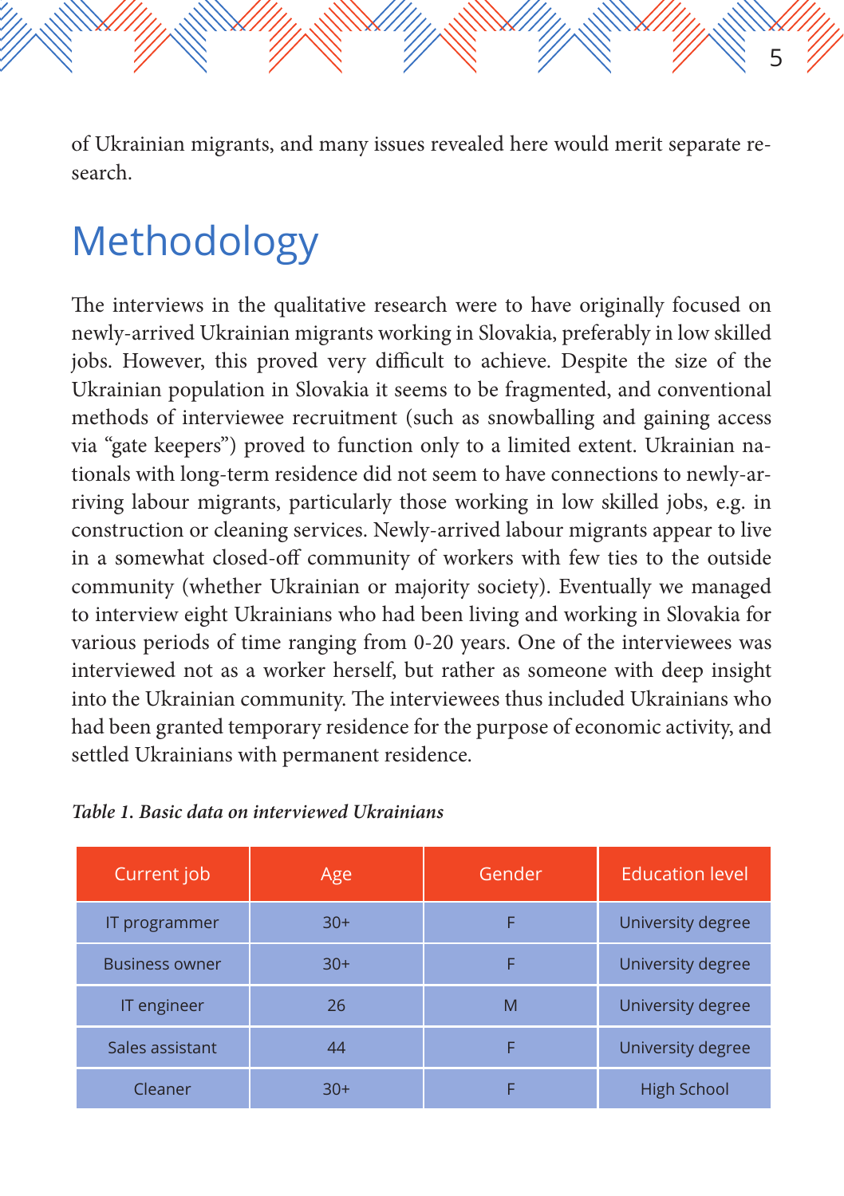of Ukrainian migrants, and many issues revealed here would merit separate research.

# Methodology

The interviews in the qualitative research were to have originally focused on newly-arrived Ukrainian migrants working in Slovakia, preferably in low skilled jobs. However, this proved very difficult to achieve. Despite the size of the Ukrainian population in Slovakia it seems to be fragmented, and conventional methods of interviewee recruitment (such as snowballing and gaining access via "gate keepers") proved to function only to a limited extent. Ukrainian nationals with long-term residence did not seem to have connections to newly-arriving labour migrants, particularly those working in low skilled jobs, e.g. in construction or cleaning services. Newly-arrived labour migrants appear to live in a somewhat closed-off community of workers with few ties to the outside community (whether Ukrainian or majority society). Eventually we managed to interview eight Ukrainians who had been living and working in Slovakia for various periods of time ranging from 0-20 years. One of the interviewees was interviewed not as a worker herself, but rather as someone with deep insight into the Ukrainian community. The interviewees thus included Ukrainians who had been granted temporary residence for the purpose of economic activity, and settled Ukrainians with permanent residence.

***Table 1. Basic data on interviewed Ukrainians***

| Current job | Age | Gender | Education level |
|---|---|---|---|
| IT programmer | 30+ | F | University degree |
| Business owner | 30+ | F | University degree |
| IT engineer | 26 | M | University degree |
| Sales assistant | 44 | F | University degree |
| Cleaner | 30+ | F | High School |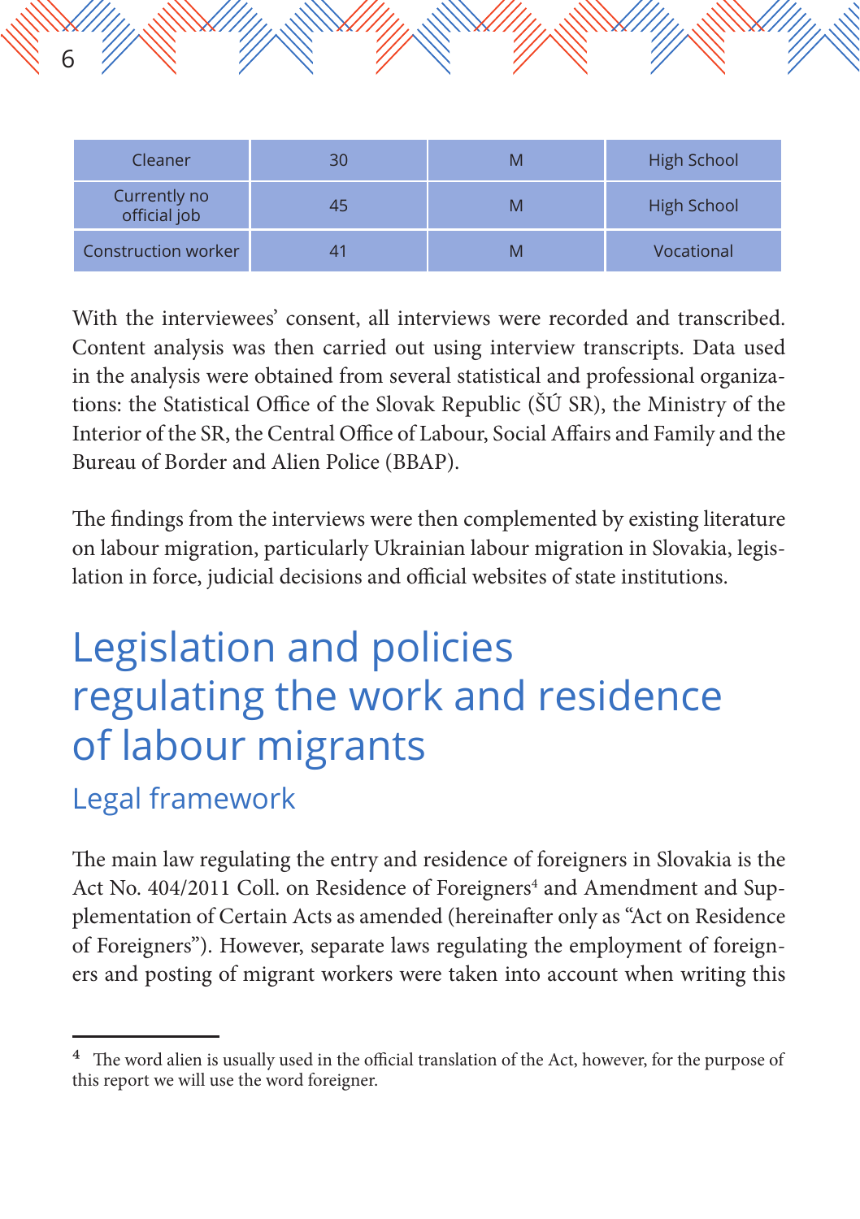| Cleaner | 30 | M | High School |
|---|---|---|---|
| Currently no official job | 45 | M | High School |
| Construction worker | 41 | M | Vocational |

With the interviewees' consent, all interviews were recorded and transcribed. Content analysis was then carried out using interview transcripts. Data used in the analysis were obtained from several statistical and professional organizations: the Statistical Office of the Slovak Republic (ŠÚ SR), the Ministry of the Interior of the SR, the Central Office of Labour, Social Affairs and Family and the Bureau of Border and Alien Police (BBAP).

The findings from the interviews were then complemented by existing literature on labour migration, particularly Ukrainian labour migration in Slovakia, legislation in force, judicial decisions and official websites of state institutions.

# Legislation and policies regulating the work and residence of labour migrants

## Legal framework

The main law regulating the entry and residence of foreigners in Slovakia is the Act No. 404/2011 Coll. on Residence of Foreigners[4] and Amendment and Supplementation of Certain Acts as amended (hereinafter only as "Act on Residence of Foreigners"). However, separate laws regulating the employment of foreigners and posting of migrant workers were taken into account when writing this

[4] The word alien is usually used in the official translation of the Act, however, for the purpose of this report we will use the word foreigner.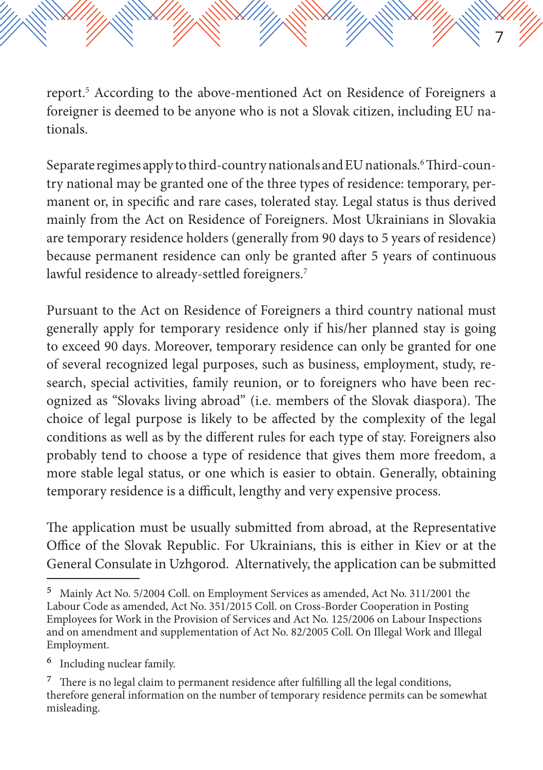report.[5] According to the above-mentioned Act on Residence of Foreigners a foreigner is deemed to be anyone who is not a Slovak citizen, including EU nationals.

Separate regimes apply to third-country nationals and EU nationals.[6] Third-country national may be granted one of the three types of residence: temporary, permanent or, in specific and rare cases, tolerated stay. Legal status is thus derived mainly from the Act on Residence of Foreigners. Most Ukrainians in Slovakia are temporary residence holders (generally from 90 days to 5 years of residence) because permanent residence can only be granted after 5 years of continuous lawful residence to already-settled foreigners.[7]

Pursuant to the Act on Residence of Foreigners a third country national must generally apply for temporary residence only if his/her planned stay is going to exceed 90 days. Moreover, temporary residence can only be granted for one of several recognized legal purposes, such as business, employment, study, research, special activities, family reunion, or to foreigners who have been recognized as "Slovaks living abroad" (i.e. members of the Slovak diaspora). The choice of legal purpose is likely to be affected by the complexity of the legal conditions as well as by the different rules for each type of stay. Foreigners also probably tend to choose a type of residence that gives them more freedom, a more stable legal status, or one which is easier to obtain. Generally, obtaining temporary residence is a difficult, lengthy and very expensive process.

The application must be usually submitted from abroad, at the Representative Office of the Slovak Republic. For Ukrainians, this is either in Kiev or at the General Consulate in Uzhgorod. Alternatively, the application can be submitted

---

[5] Mainly Act No. 5/2004 Coll. on Employment Services as amended, Act No. 311/2001 the Labour Code as amended, Act No. 351/2015 Coll. on Cross-Border Cooperation in Posting Employees for Work in the Provision of Services and Act No. 125/2006 on Labour Inspections and on amendment and supplementation of Act No. 82/2005 Coll. On Illegal Work and Illegal Employment.

[6] Including nuclear family.

[7] There is no legal claim to permanent residence after fulfilling all the legal conditions, therefore general information on the number of temporary residence permits can be somewhat misleading.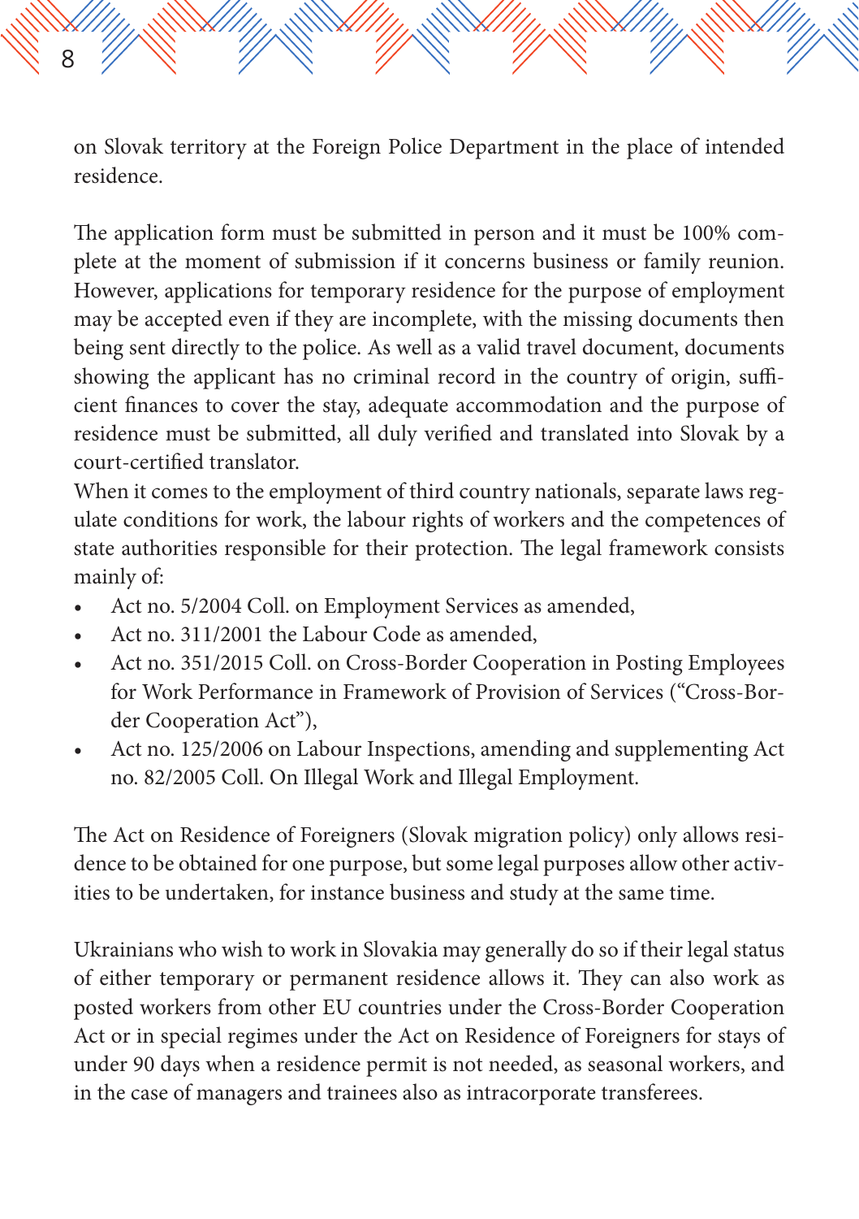on Slovak territory at the Foreign Police Department in the place of intended residence.

The application form must be submitted in person and it must be 100% complete at the moment of submission if it concerns business or family reunion. However, applications for temporary residence for the purpose of employment may be accepted even if they are incomplete, with the missing documents then being sent directly to the police. As well as a valid travel document, documents showing the applicant has no criminal record in the country of origin, sufficient finances to cover the stay, adequate accommodation and the purpose of residence must be submitted, all duly verified and translated into Slovak by a court-certified translator.

When it comes to the employment of third country nationals, separate laws regulate conditions for work, the labour rights of workers and the competences of state authorities responsible for their protection. The legal framework consists mainly of:

- Act no. 5/2004 Coll. on Employment Services as amended,
- Act no. 311/2001 the Labour Code as amended,
- Act no. 351/2015 Coll. on Cross-Border Cooperation in Posting Employees for Work Performance in Framework of Provision of Services ("Cross-Border Cooperation Act"),
- Act no. 125/2006 on Labour Inspections, amending and supplementing Act no. 82/2005 Coll. On Illegal Work and Illegal Employment.

The Act on Residence of Foreigners (Slovak migration policy) only allows residence to be obtained for one purpose, but some legal purposes allow other activities to be undertaken, for instance business and study at the same time.

Ukrainians who wish to work in Slovakia may generally do so if their legal status of either temporary or permanent residence allows it. They can also work as posted workers from other EU countries under the Cross-Border Cooperation Act or in special regimes under the Act on Residence of Foreigners for stays of under 90 days when a residence permit is not needed, as seasonal workers, and in the case of managers and trainees also as intracorporate transferees.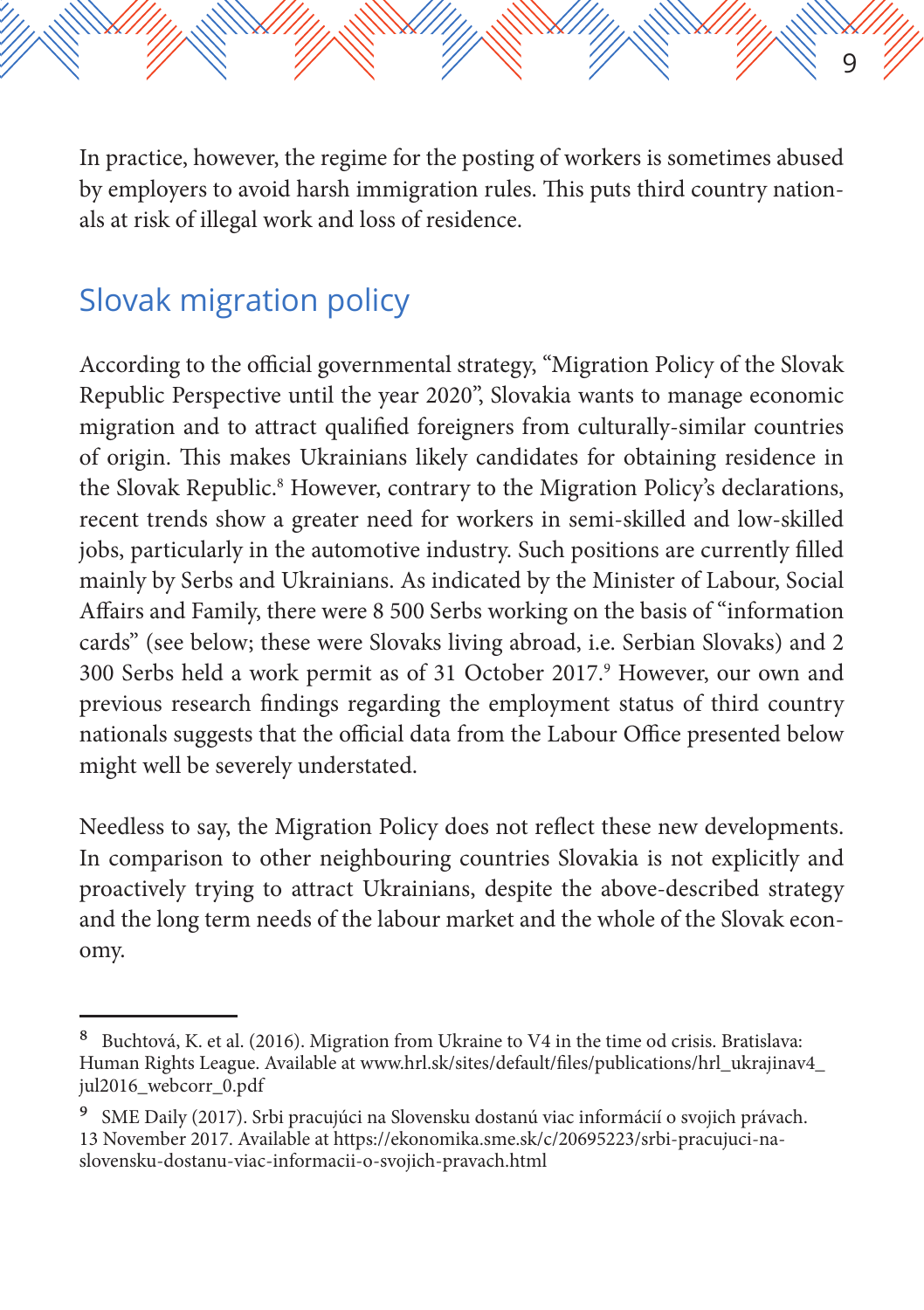In practice, however, the regime for the posting of workers is sometimes abused by employers to avoid harsh immigration rules. This puts third country nationals at risk of illegal work and loss of residence.

## Slovak migration policy

According to the official governmental strategy, "Migration Policy of the Slovak Republic Perspective until the year 2020", Slovakia wants to manage economic migration and to attract qualified foreigners from culturally-similar countries of origin. This makes Ukrainians likely candidates for obtaining residence in the Slovak Republic.[8] However, contrary to the Migration Policy's declarations, recent trends show a greater need for workers in semi-skilled and low-skilled jobs, particularly in the automotive industry. Such positions are currently filled mainly by Serbs and Ukrainians. As indicated by the Minister of Labour, Social Affairs and Family, there were 8 500 Serbs working on the basis of "information cards" (see below; these were Slovaks living abroad, i.e. Serbian Slovaks) and 2 300 Serbs held a work permit as of 31 October 2017.[9] However, our own and previous research findings regarding the employment status of third country nationals suggests that the official data from the Labour Office presented below might well be severely understated.

Needless to say, the Migration Policy does not reflect these new developments. In comparison to other neighbouring countries Slovakia is not explicitly and proactively trying to attract Ukrainians, despite the above-described strategy and the long term needs of the labour market and the whole of the Slovak economy.

---

[8] Buchtová, K. et al. (2016). Migration from Ukraine to V4 in the time od crisis. Bratislava: Human Rights League. Available at www.hrl.sk/sites/default/files/publications/hrl_ukrajinav4_jul2016_webcorr_0.pdf

[9] SME Daily (2017). Srbi pracujúci na Slovensku dostanú viac informácií o svojich právach. 13 November 2017. Available at https://ekonomika.sme.sk/c/20695223/srbi-pracujuci-na-slovensku-dostanu-viac-informacii-o-svojich-pravach.html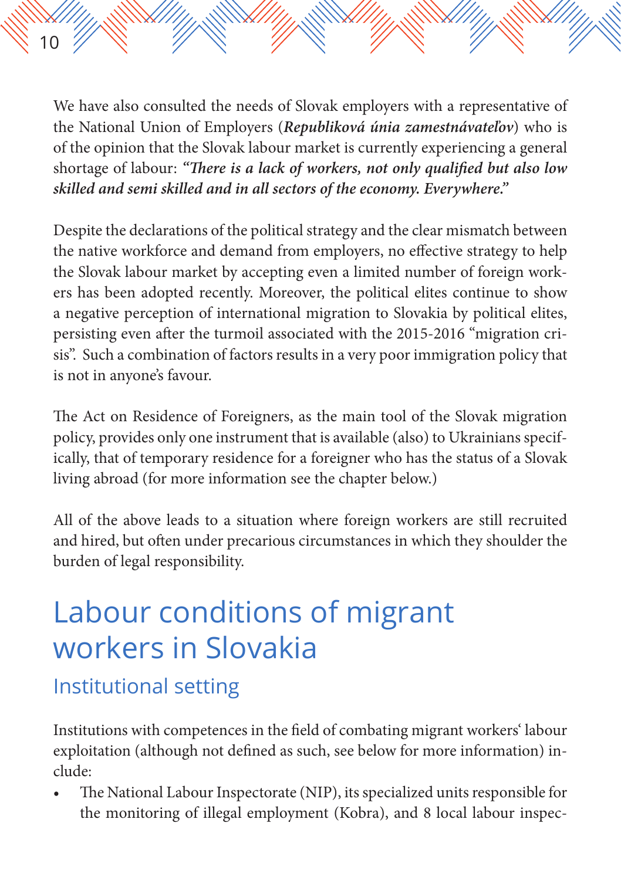We have also consulted the needs of Slovak employers with a representative of the National Union of Employers (***Republiková únia zamestnávateľov***) who is of the opinion that the Slovak labour market is currently experiencing a general shortage of labour: ***"There is a lack of workers, not only qualified but also low skilled and semi skilled and in all sectors of the economy. Everywhere."***

Despite the declarations of the political strategy and the clear mismatch between the native workforce and demand from employers, no effective strategy to help the Slovak labour market by accepting even a limited number of foreign workers has been adopted recently. Moreover, the political elites continue to show a negative perception of international migration to Slovakia by political elites, persisting even after the turmoil associated with the 2015-2016 "migration crisis". Such a combination of factors results in a very poor immigration policy that is not in anyone's favour.

The Act on Residence of Foreigners, as the main tool of the Slovak migration policy, provides only one instrument that is available (also) to Ukrainians specifically, that of temporary residence for a foreigner who has the status of a Slovak living abroad (for more information see the chapter below.)

All of the above leads to a situation where foreign workers are still recruited and hired, but often under precarious circumstances in which they shoulder the burden of legal responsibility.

# Labour conditions of migrant workers in Slovakia

## Institutional setting

Institutions with competences in the field of combating migrant workers' labour exploitation (although not defined as such, see below for more information) include:

- The National Labour Inspectorate (NIP), its specialized units responsible for the monitoring of illegal employment (Kobra), and 8 local labour inspec-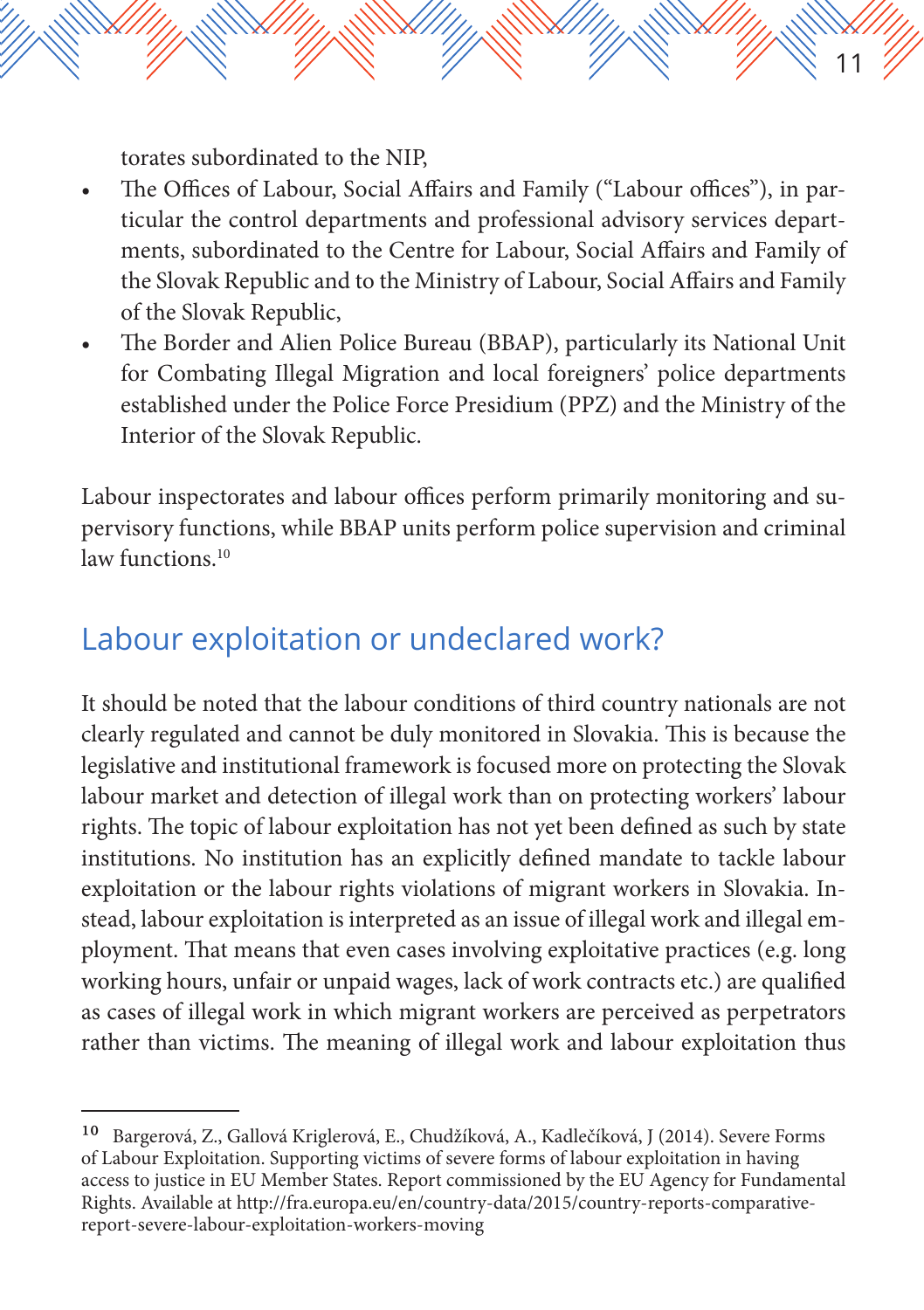torates subordinated to the NIP,

- The Offices of Labour, Social Affairs and Family ("Labour offices"), in particular the control departments and professional advisory services departments, subordinated to the Centre for Labour, Social Affairs and Family of the Slovak Republic and to the Ministry of Labour, Social Affairs and Family of the Slovak Republic,
- The Border and Alien Police Bureau (BBAP), particularly its National Unit for Combating Illegal Migration and local foreigners' police departments established under the Police Force Presidium (PPZ) and the Ministry of the Interior of the Slovak Republic.

Labour inspectorates and labour offices perform primarily monitoring and supervisory functions, while BBAP units perform police supervision and criminal law functions.[10]

## Labour exploitation or undeclared work?

It should be noted that the labour conditions of third country nationals are not clearly regulated and cannot be duly monitored in Slovakia. This is because the legislative and institutional framework is focused more on protecting the Slovak labour market and detection of illegal work than on protecting workers' labour rights. The topic of labour exploitation has not yet been defined as such by state institutions. No institution has an explicitly defined mandate to tackle labour exploitation or the labour rights violations of migrant workers in Slovakia. Instead, labour exploitation is interpreted as an issue of illegal work and illegal employment. That means that even cases involving exploitative practices (e.g. long working hours, unfair or unpaid wages, lack of work contracts etc.) are qualified as cases of illegal work in which migrant workers are perceived as perpetrators rather than victims. The meaning of illegal work and labour exploitation thus

---

[10] Bargerová, Z., Gallová Kriglerová, E., Chudžíková, A., Kadlečíková, J (2014). Severe Forms of Labour Exploitation. Supporting victims of severe forms of labour exploitation in having access to justice in EU Member States. Report commissioned by the EU Agency for Fundamental Rights. Available at http://fra.europa.eu/en/country-data/2015/country-reports-comparative-report-severe-labour-exploitation-workers-moving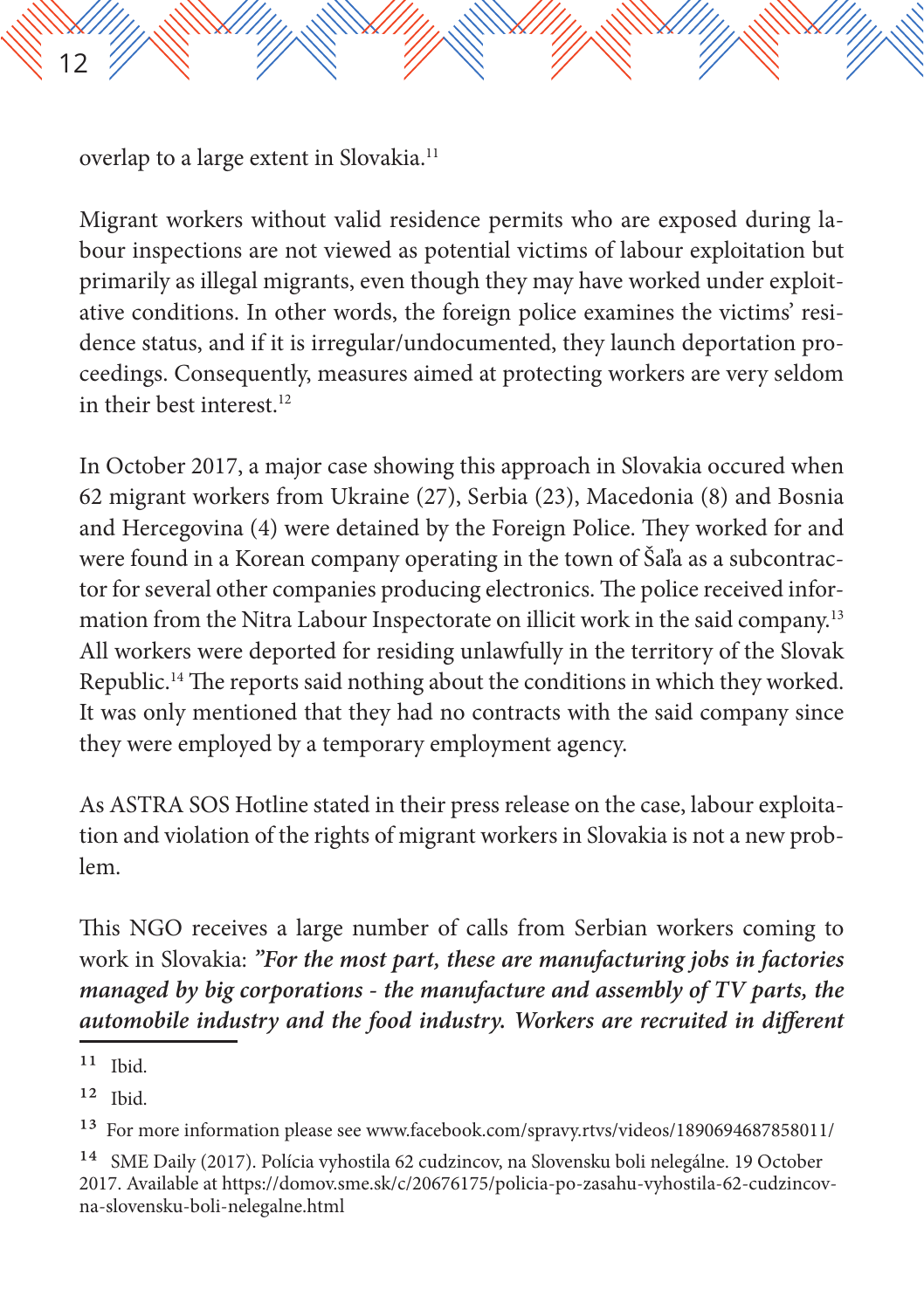overlap to a large extent in Slovakia.[11]

Migrant workers without valid residence permits who are exposed during labour inspections are not viewed as potential victims of labour exploitation but primarily as illegal migrants, even though they may have worked under exploitative conditions. In other words, the foreign police examines the victims' residence status, and if it is irregular/undocumented, they launch deportation proceedings. Consequently, measures aimed at protecting workers are very seldom in their best interest.[12]

In October 2017, a major case showing this approach in Slovakia occured when 62 migrant workers from Ukraine (27), Serbia (23), Macedonia (8) and Bosnia and Hercegovina (4) were detained by the Foreign Police. They worked for and were found in a Korean company operating in the town of Šaľa as a subcontractor for several other companies producing electronics. The police received information from the Nitra Labour Inspectorate on illicit work in the said company.[13] All workers were deported for residing unlawfully in the territory of the Slovak Republic.[14] The reports said nothing about the conditions in which they worked. It was only mentioned that they had no contracts with the said company since they were employed by a temporary employment agency.

As ASTRA SOS Hotline stated in their press release on the case, labour exploitation and violation of the rights of migrant workers in Slovakia is not a new problem.

This NGO receives a large number of calls from Serbian workers coming to work in Slovakia: ***"For the most part, these are manufacturing jobs in factories managed by big corporations - the manufacture and assembly of TV parts, the automobile industry and the food industry. Workers are recruited in different***

---

[11] Ibid.

[12] Ibid.

[13] For more information please see www.facebook.com/spravy.rtvs/videos/1890694687858011/

[14] SME Daily (2017). Polícia vyhostila 62 cudzincov, na Slovensku boli nelegálne. 19 October 2017. Available at https://domov.sme.sk/c/20676175/policia-po-zasahu-vyhostila-62-cudzincov-na-slovensku-boli-nelegalne.html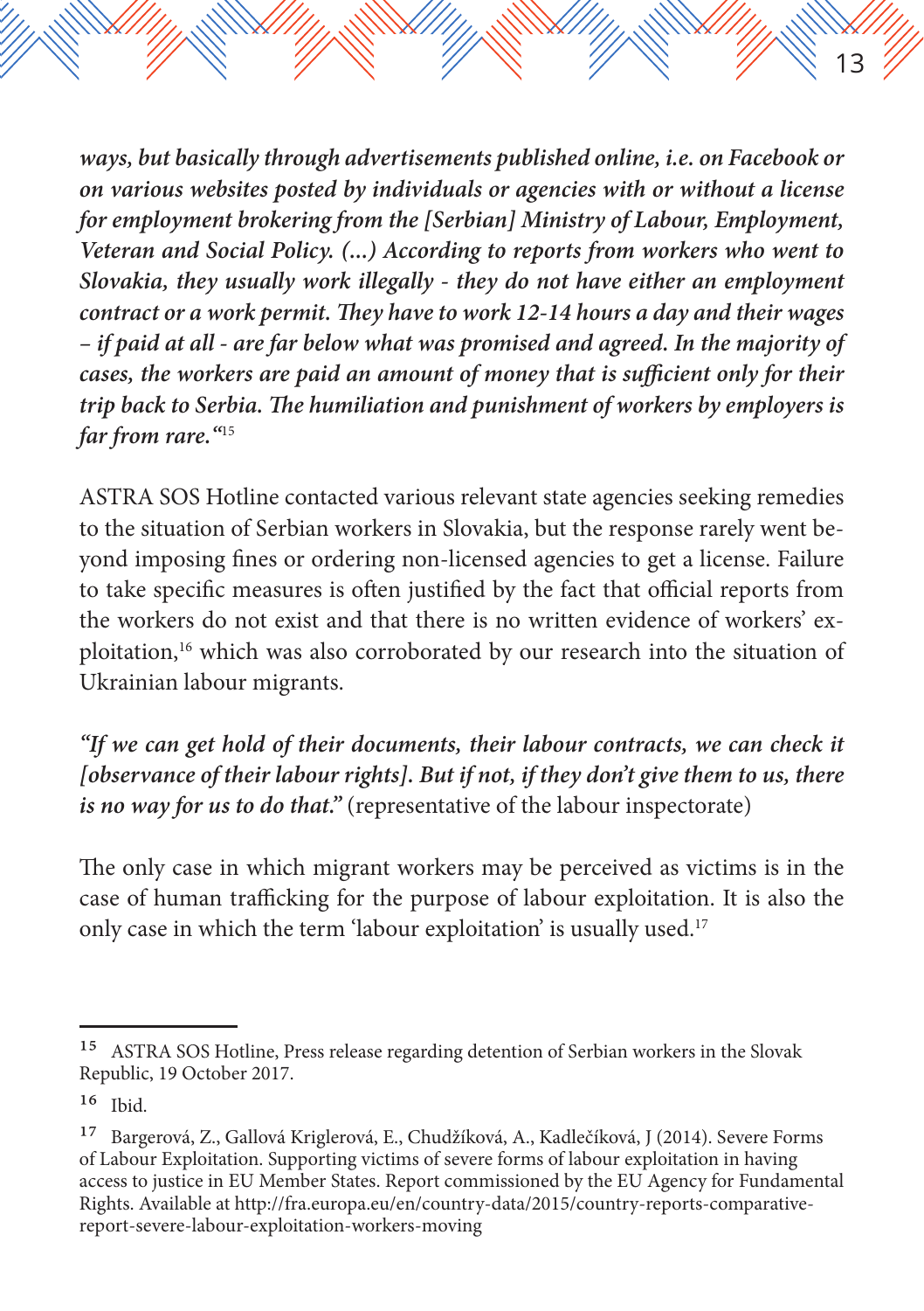***ways, but basically through advertisements published online, i.e. on Facebook or on various websites posted by individuals or agencies with or without a license for employment brokering from the [Serbian] Ministry of Labour, Employment, Veteran and Social Policy. (...) According to reports from workers who went to Slovakia, they usually work illegally - they do not have either an employment contract or a work permit. They have to work 12-14 hours a day and their wages – if paid at all - are far below what was promised and agreed. In the majority of cases, the workers are paid an amount of money that is sufficient only for their trip back to Serbia. The humiliation and punishment of workers by employers is far from rare.“***[15]

ASTRA SOS Hotline contacted various relevant state agencies seeking remedies to the situation of Serbian workers in Slovakia, but the response rarely went beyond imposing fines or ordering non-licensed agencies to get a license. Failure to take specific measures is often justified by the fact that official reports from the workers do not exist and that there is no written evidence of workers' exploitation,[16] which was also corroborated by our research into the situation of Ukrainian labour migrants.

***"If we can get hold of their documents, their labour contracts, we can check it [observance of their labour rights]. But if not, if they don't give them to us, there is no way for us to do that."*** (representative of the labour inspectorate)

The only case in which migrant workers may be perceived as victims is in the case of human trafficking for the purpose of labour exploitation. It is also the only case in which the term 'labour exploitation' is usually used.[17]

---

[15] ASTRA SOS Hotline, Press release regarding detention of Serbian workers in the Slovak Republic, 19 October 2017.

[16] Ibid.

[17] Bargerová, Z., Gallová Kriglerová, E., Chudžíková, A., Kadlečíková, J (2014). Severe Forms of Labour Exploitation. Supporting victims of severe forms of labour exploitation in having access to justice in EU Member States. Report commissioned by the EU Agency for Fundamental Rights. Available at http://fra.europa.eu/en/country-data/2015/country-reports-comparative-report-severe-labour-exploitation-workers-moving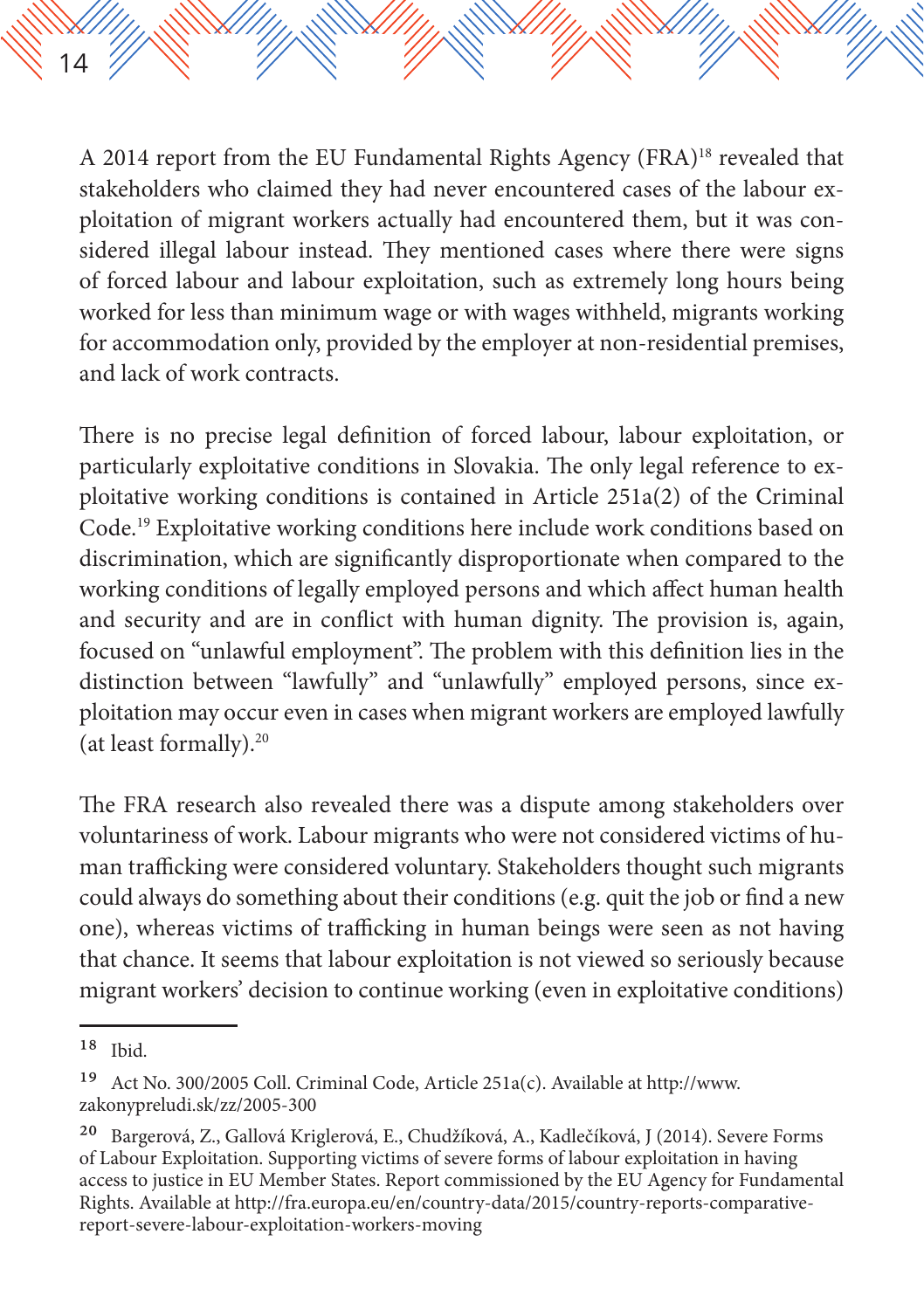A 2014 report from the EU Fundamental Rights Agency (FRA)[18] revealed that stakeholders who claimed they had never encountered cases of the labour exploitation of migrant workers actually had encountered them, but it was considered illegal labour instead. They mentioned cases where there were signs of forced labour and labour exploitation, such as extremely long hours being worked for less than minimum wage or with wages withheld, migrants working for accommodation only, provided by the employer at non-residential premises, and lack of work contracts.

There is no precise legal definition of forced labour, labour exploitation, or particularly exploitative conditions in Slovakia. The only legal reference to exploitative working conditions is contained in Article 251a(2) of the Criminal Code.[19] Exploitative working conditions here include work conditions based on discrimination, which are significantly disproportionate when compared to the working conditions of legally employed persons and which affect human health and security and are in conflict with human dignity. The provision is, again, focused on "unlawful employment". The problem with this definition lies in the distinction between "lawfully" and "unlawfully" employed persons, since exploitation may occur even in cases when migrant workers are employed lawfully (at least formally).[20]

The FRA research also revealed there was a dispute among stakeholders over voluntariness of work. Labour migrants who were not considered victims of human trafficking were considered voluntary. Stakeholders thought such migrants could always do something about their conditions (e.g. quit the job or find a new one), whereas victims of trafficking in human beings were seen as not having that chance. It seems that labour exploitation is not viewed so seriously because migrant workers' decision to continue working (even in exploitative conditions)

---

[18] Ibid.

[19] Act No. 300/2005 Coll. Criminal Code, Article 251a(c). Available at http://www.zakonypreludi.sk/zz/2005-300

[20] Bargerová, Z., Gallová Kriglerová, E., Chudžíková, A., Kadlečíková, J (2014). Severe Forms of Labour Exploitation. Supporting victims of severe forms of labour exploitation in having access to justice in EU Member States. Report commissioned by the EU Agency for Fundamental Rights. Available at http://fra.europa.eu/en/country-data/2015/country-reports-comparative-report-severe-labour-exploitation-workers-moving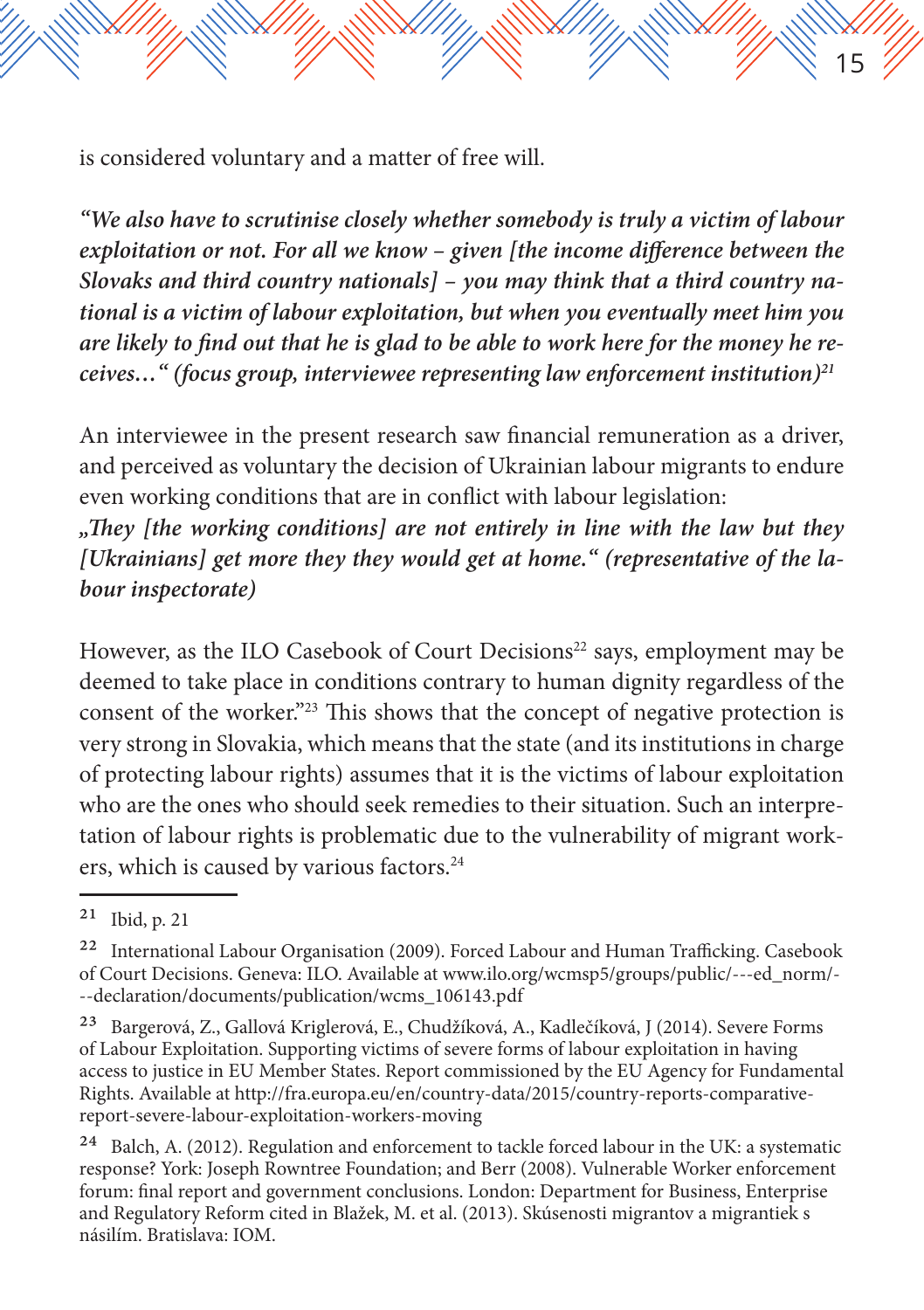is considered voluntary and a matter of free will.

***"We also have to scrutinise closely whether somebody is truly a victim of labour exploitation or not. For all we know – given [the income difference between the Slovaks and third country nationals] – you may think that a third country national is a victim of labour exploitation, but when you eventually meet him you are likely to find out that he is glad to be able to work here for the money he receives…" (focus group, interviewee representing law enforcement institution)***[21]

An interviewee in the present research saw financial remuneration as a driver, and perceived as voluntary the decision of Ukrainian labour migrants to endure even working conditions that are in conflict with labour legislation:
***„They [the working conditions] are not entirely in line with the law but they [Ukrainians] get more they they would get at home." (representative of the labour inspectorate)***

However, as the ILO Casebook of Court Decisions[22] says, employment may be deemed to take place in conditions contrary to human dignity regardless of the consent of the worker."[23] This shows that the concept of negative protection is very strong in Slovakia, which means that the state (and its institutions in charge of protecting labour rights) assumes that it is the victims of labour exploitation who are the ones who should seek remedies to their situation. Such an interpretation of labour rights is problematic due to the vulnerability of migrant workers, which is caused by various factors.[24]

---

[21] Ibid, p. 21

[22] International Labour Organisation (2009). Forced Labour and Human Trafficking. Casebook of Court Decisions. Geneva: ILO. Available at www.ilo.org/wcmsp5/groups/public/---ed_norm/---declaration/documents/publication/wcms_106143.pdf

[23] Bargerová, Z., Gallová Kriglerová, E., Chudžíková, A., Kadlečíková, J (2014). Severe Forms of Labour Exploitation. Supporting victims of severe forms of labour exploitation in having access to justice in EU Member States. Report commissioned by the EU Agency for Fundamental Rights. Available at http://fra.europa.eu/en/country-data/2015/country-reports-comparative-report-severe-labour-exploitation-workers-moving

[24] Balch, A. (2012). Regulation and enforcement to tackle forced labour in the UK: a systematic response? York: Joseph Rowntree Foundation; and Berr (2008). Vulnerable Worker enforcement forum: final report and government conclusions. London: Department for Business, Enterprise and Regulatory Reform cited in Blažek, M. et al. (2013). Skúsenosti migrantov a migrantiek s násilím. Bratislava: IOM.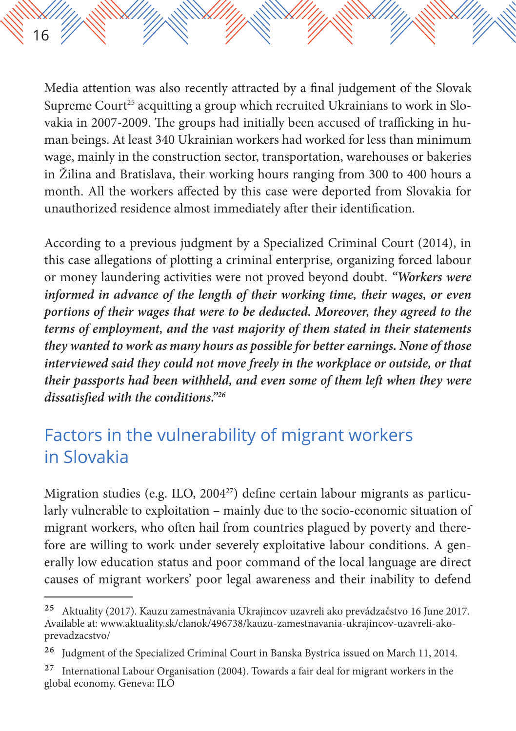Media attention was also recently attracted by a final judgement of the Slovak Supreme Court[25] acquitting a group which recruited Ukrainians to work in Slovakia in 2007-2009. The groups had initially been accused of trafficking in human beings. At least 340 Ukrainian workers had worked for less than minimum wage, mainly in the construction sector, transportation, warehouses or bakeries in Žilina and Bratislava, their working hours ranging from 300 to 400 hours a month. All the workers affected by this case were deported from Slovakia for unauthorized residence almost immediately after their identification.

According to a previous judgment by a Specialized Criminal Court (2014), in this case allegations of plotting a criminal enterprise, organizing forced labour or money laundering activities were not proved beyond doubt. ***"Workers were informed in advance of the length of their working time, their wages, or even portions of their wages that were to be deducted. Moreover, they agreed to the terms of employment, and the vast majority of them stated in their statements they wanted to work as many hours as possible for better earnings. None of those interviewed said they could not move freely in the workplace or outside, or that their passports had been withheld, and even some of them left when they were dissatisfied with the conditions."***[26]

## Factors in the vulnerability of migrant workers in Slovakia

Migration studies (e.g. ILO, 2004[27]) define certain labour migrants as particularly vulnerable to exploitation – mainly due to the socio-economic situation of migrant workers, who often hail from countries plagued by poverty and therefore are willing to work under severely exploitative labour conditions. A generally low education status and poor command of the local language are direct causes of migrant workers' poor legal awareness and their inability to defend

---

[25] Aktuality (2017). Kauzu zamestnávania Ukrajincov uzavreli ako prevádzačstvo 16 June 2017. Available at: www.aktuality.sk/clanok/496738/kauzu-zamestnavania-ukrajincov-uzavreli-ako-prevadzacstvo/

[26] Judgment of the Specialized Criminal Court in Banska Bystrica issued on March 11, 2014.

[27] International Labour Organisation (2004). Towards a fair deal for migrant workers in the global economy. Geneva: ILO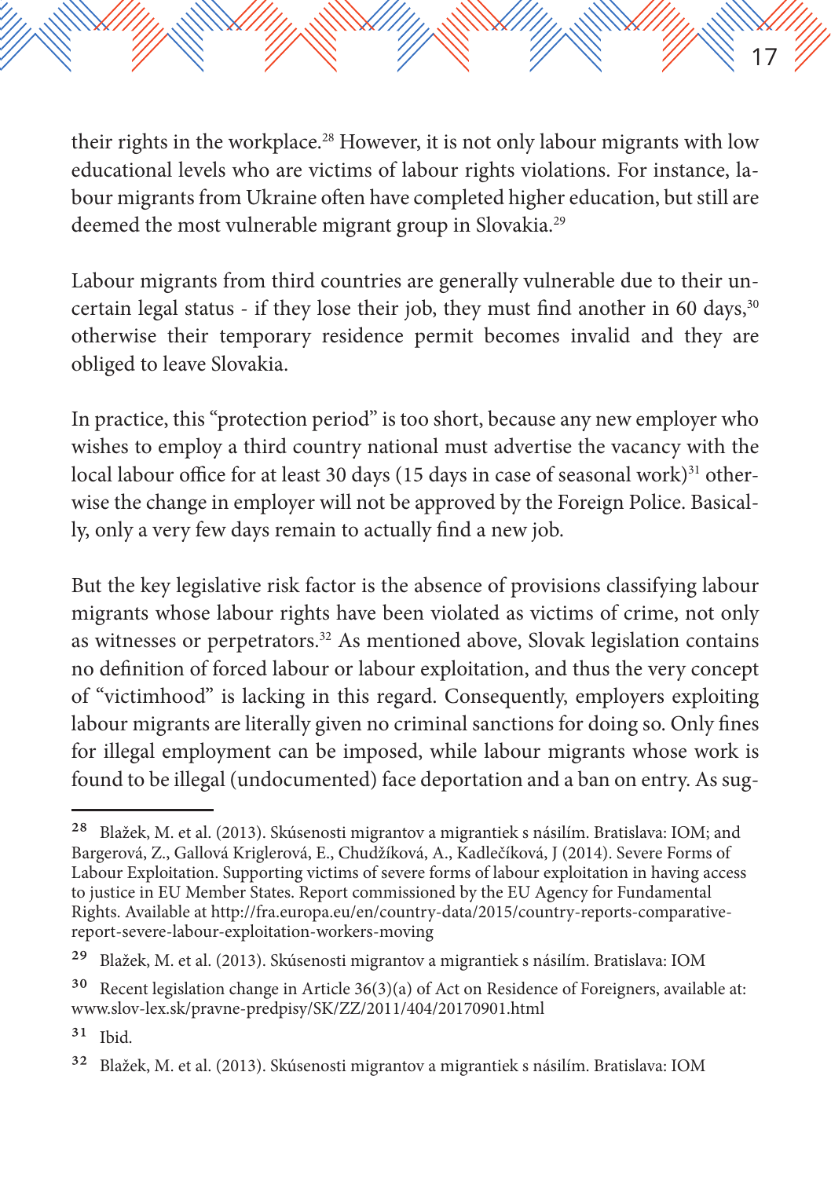their rights in the workplace.[28] However, it is not only labour migrants with low educational levels who are victims of labour rights violations. For instance, labour migrants from Ukraine often have completed higher education, but still are deemed the most vulnerable migrant group in Slovakia.[29]

Labour migrants from third countries are generally vulnerable due to their uncertain legal status - if they lose their job, they must find another in 60 days,[30] otherwise their temporary residence permit becomes invalid and they are obliged to leave Slovakia.

In practice, this "protection period" is too short, because any new employer who wishes to employ a third country national must advertise the vacancy with the local labour office for at least 30 days (15 days in case of seasonal work)[31] otherwise the change in employer will not be approved by the Foreign Police. Basically, only a very few days remain to actually find a new job.

But the key legislative risk factor is the absence of provisions classifying labour migrants whose labour rights have been violated as victims of crime, not only as witnesses or perpetrators.[32] As mentioned above, Slovak legislation contains no definition of forced labour or labour exploitation, and thus the very concept of "victimhood" is lacking in this regard. Consequently, employers exploiting labour migrants are literally given no criminal sanctions for doing so. Only fines for illegal employment can be imposed, while labour migrants whose work is found to be illegal (undocumented) face deportation and a ban on entry. As sug-

---

[28] Blažek, M. et al. (2013). Skúsenosti migrantov a migrantiek s násilím. Bratislava: IOM; and Bargerová, Z., Gallová Kriglerová, E., Chudžíková, A., Kadlečíková, J (2014). Severe Forms of Labour Exploitation. Supporting victims of severe forms of labour exploitation in having access to justice in EU Member States. Report commissioned by the EU Agency for Fundamental Rights. Available at http://fra.europa.eu/en/country-data/2015/country-reports-comparative-report-severe-labour-exploitation-workers-moving

[29] Blažek, M. et al. (2013). Skúsenosti migrantov a migrantiek s násilím. Bratislava: IOM

[30] Recent legislation change in Article 36(3)(a) of Act on Residence of Foreigners, available at: www.slov-lex.sk/pravne-predpisy/SK/ZZ/2011/404/20170901.html

[31] Ibid.

[32] Blažek, M. et al. (2013). Skúsenosti migrantov a migrantiek s násilím. Bratislava: IOM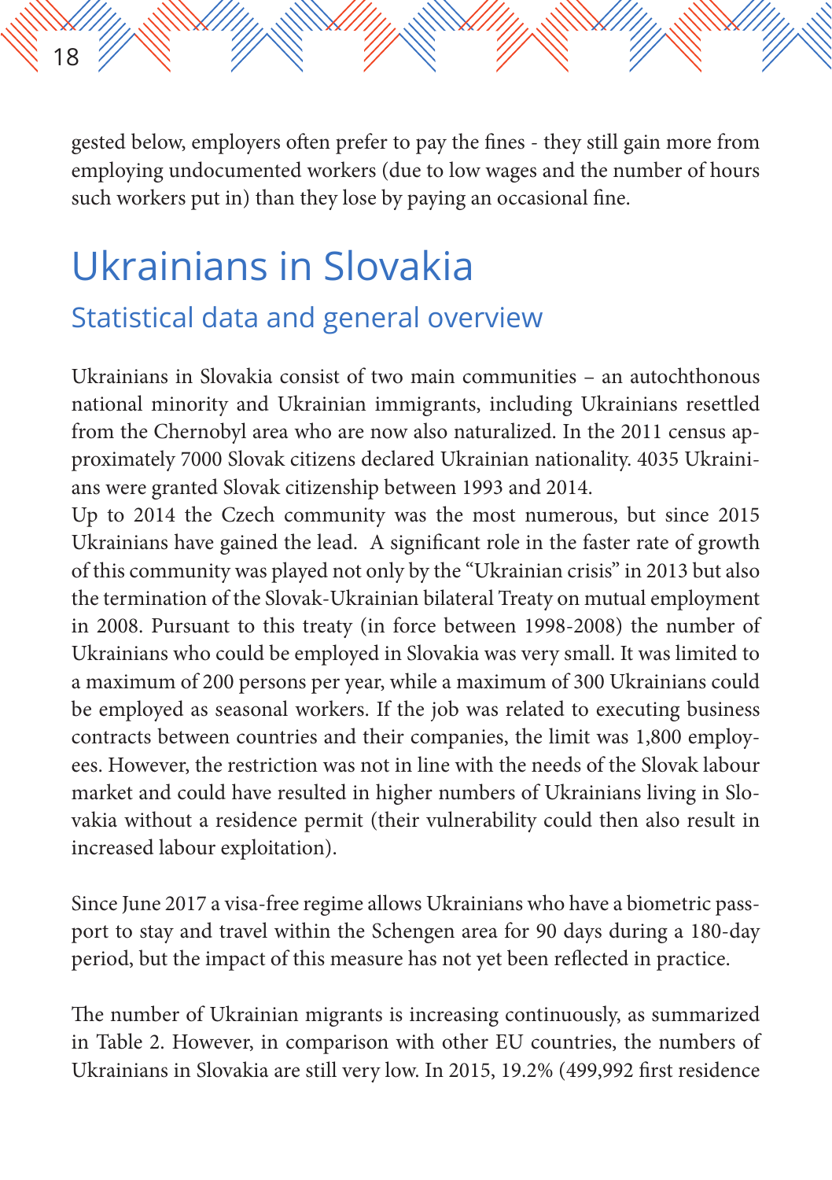gested below, employers often prefer to pay the fines - they still gain more from employing undocumented workers (due to low wages and the number of hours such workers put in) than they lose by paying an occasional fine.

# Ukrainians in Slovakia

## Statistical data and general overview

Ukrainians in Slovakia consist of two main communities – an autochthonous national minority and Ukrainian immigrants, including Ukrainians resettled from the Chernobyl area who are now also naturalized. In the 2011 census approximately 7000 Slovak citizens declared Ukrainian nationality. 4035 Ukrainians were granted Slovak citizenship between 1993 and 2014.
Up to 2014 the Czech community was the most numerous, but since 2015 Ukrainians have gained the lead. A significant role in the faster rate of growth of this community was played not only by the "Ukrainian crisis" in 2013 but also the termination of the Slovak-Ukrainian bilateral Treaty on mutual employment in 2008. Pursuant to this treaty (in force between 1998-2008) the number of Ukrainians who could be employed in Slovakia was very small. It was limited to a maximum of 200 persons per year, while a maximum of 300 Ukrainians could be employed as seasonal workers. If the job was related to executing business contracts between countries and their companies, the limit was 1,800 employees. However, the restriction was not in line with the needs of the Slovak labour market and could have resulted in higher numbers of Ukrainians living in Slovakia without a residence permit (their vulnerability could then also result in increased labour exploitation).

Since June 2017 a visa-free regime allows Ukrainians who have a biometric passport to stay and travel within the Schengen area for 90 days during a 180-day period, but the impact of this measure has not yet been reflected in practice.

The number of Ukrainian migrants is increasing continuously, as summarized in Table 2. However, in comparison with other EU countries, the numbers of Ukrainians in Slovakia are still very low. In 2015, 19.2% (499,992 first residence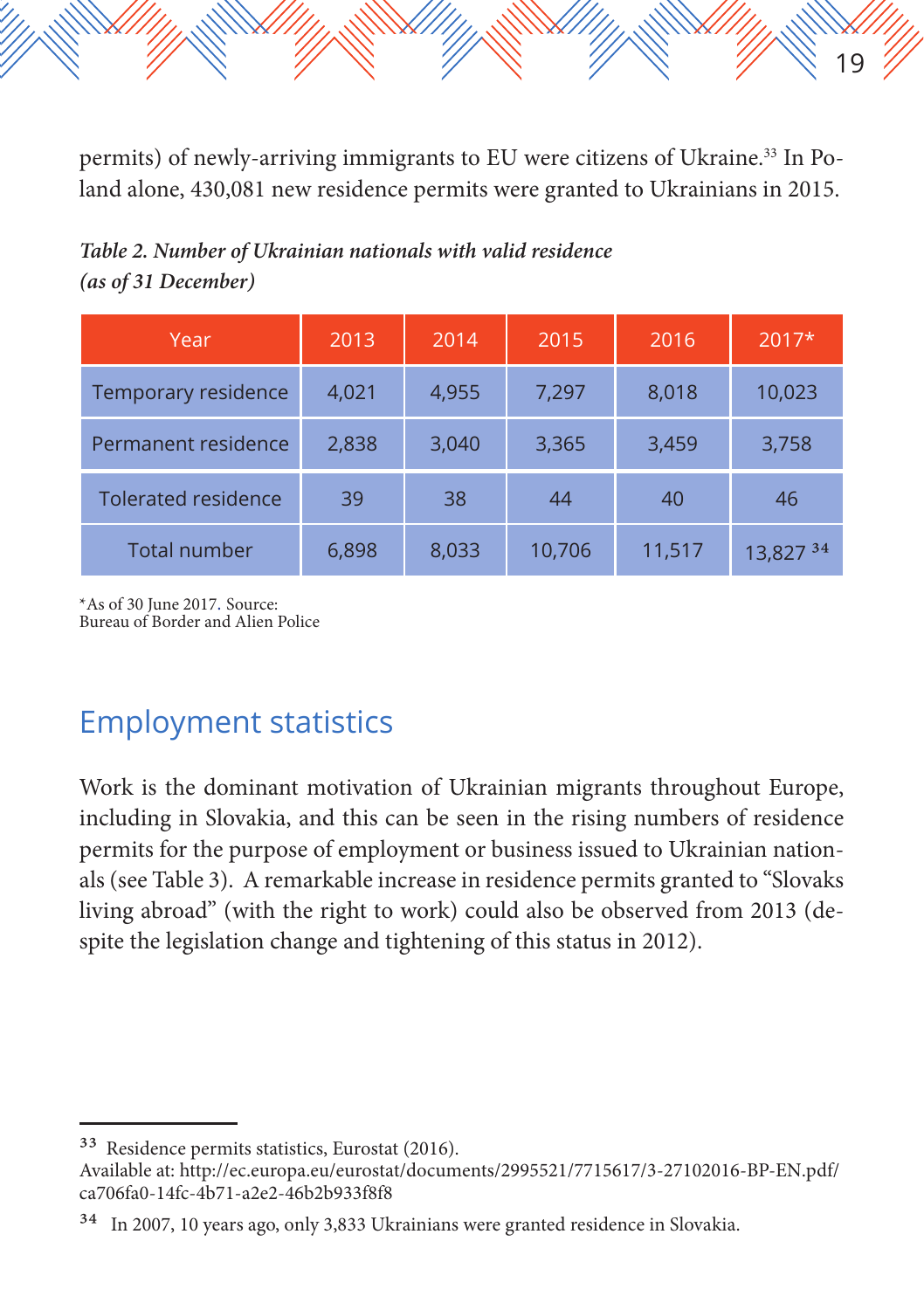permits) of newly-arriving immigrants to EU were citizens of Ukraine.[33] In Poland alone, 430,081 new residence permits were granted to Ukrainians in 2015.

***Table 2. Number of Ukrainian nationals with valid residence (as of 31 December)***

| Year | 2013 | 2014 | 2015 | 2016 | 2017* |
|---|---|---|---|---|---|
| Temporary residence | 4,021 | 4,955 | 7,297 | 8,018 | 10,023 |
| Permanent residence | 2,838 | 3,040 | 3,365 | 3,459 | 3,758 |
| Tolerated residence | 39 | 38 | 44 | 40 | 46 |
| Total number | 6,898 | 8,033 | 10,706 | 11,517 | 13,827 [34] |

*As of 30 June 2017. Source:
Bureau of Border and Alien Police

## Employment statistics

Work is the dominant motivation of Ukrainian migrants throughout Europe, including in Slovakia, and this can be seen in the rising numbers of residence permits for the purpose of employment or business issued to Ukrainian nationals (see Table 3). A remarkable increase in residence permits granted to "Slovaks living abroad" (with the right to work) could also be observed from 2013 (despite the legislation change and tightening of this status in 2012).

---

[33] Residence permits statistics, Eurostat (2016).
Available at: http://ec.europa.eu/eurostat/documents/2995521/7715617/3-27102016-BP-EN.pdf/ca706fa0-14fc-4b71-a2e2-46b2b933f8f8

[34] In 2007, 10 years ago, only 3,833 Ukrainians were granted residence in Slovakia.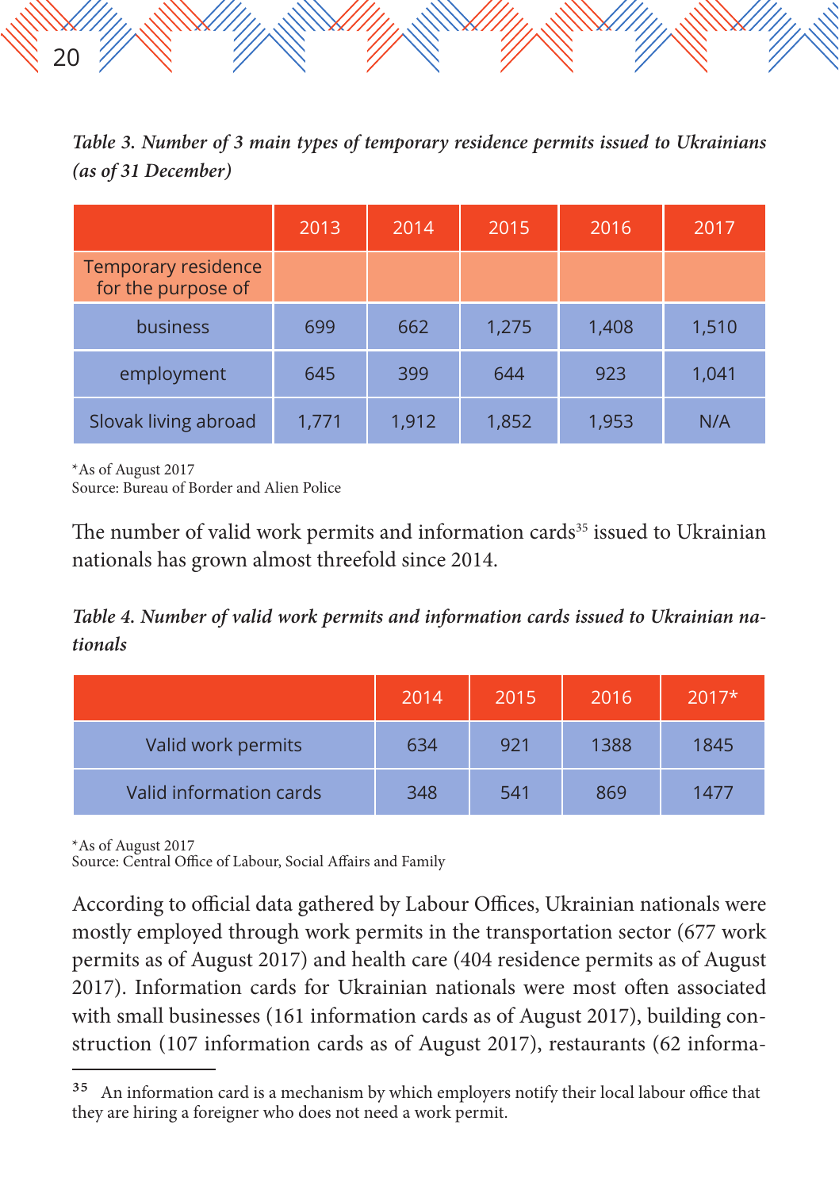*Table 3. Number of 3 main types of temporary residence permits issued to Ukrainians (as of 31 December)*

| | 2013 | 2014 | 2015 | 2016 | 2017 |
|---|---|---|---|---|---|
| Temporary residence for the purpose of | | | | | |
| business | 699 | 662 | 1,275 | 1,408 | 1,510 |
| employment | 645 | 399 | 644 | 923 | 1,041 |
| Slovak living abroad | 1,771 | 1,912 | 1,852 | 1,953 | N/A |

*As of August 2017
Source: Bureau of Border and Alien Police

The number of valid work permits and information cards[35] issued to Ukrainian nationals has grown almost threefold since 2014.

*Table 4. Number of valid work permits and information cards issued to Ukrainian nationals*

| | 2014 | 2015 | 2016 | 2017* |
|---|---|---|---|---|
| Valid work permits | 634 | 921 | 1388 | 1845 |
| Valid information cards | 348 | 541 | 869 | 1477 |

*As of August 2017
Source: Central Office of Labour, Social Affairs and Family

According to official data gathered by Labour Offices, Ukrainian nationals were mostly employed through work permits in the transportation sector (677 work permits as of August 2017) and health care (404 residence permits as of August 2017). Information cards for Ukrainian nationals were most often associated with small businesses (161 information cards as of August 2017), building construction (107 information cards as of August 2017), restaurants (62 informa-

[35] An information card is a mechanism by which employers notify their local labour office that they are hiring a foreigner who does not need a work permit.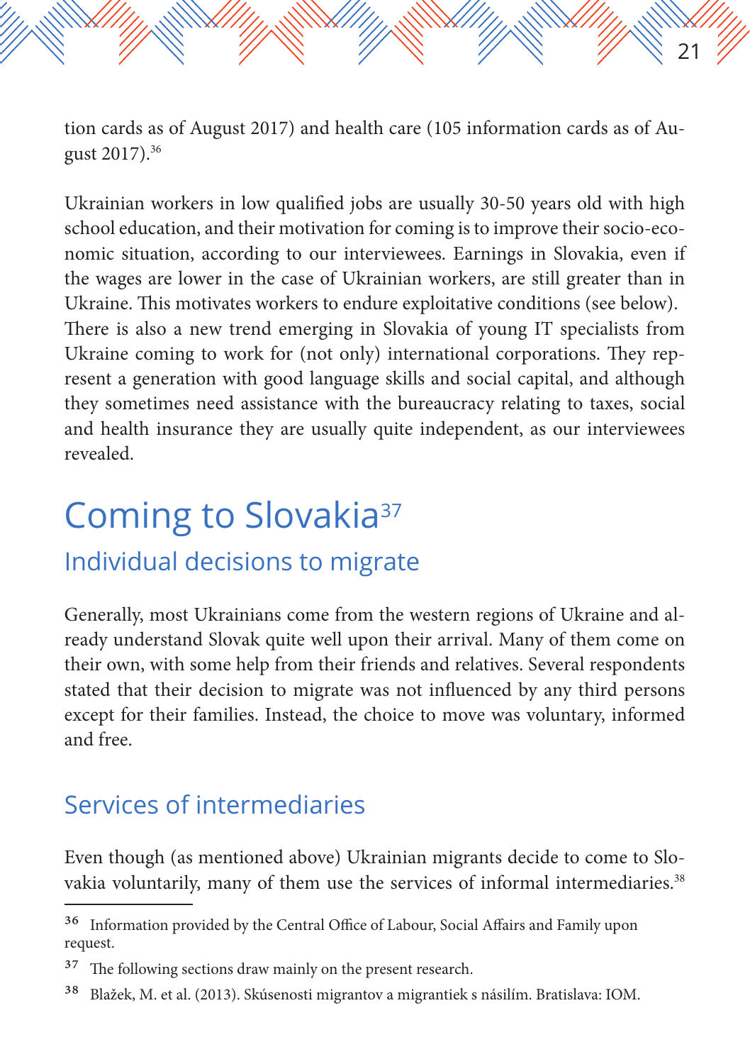tion cards as of August 2017) and health care (105 information cards as of August 2017).[36]

Ukrainian workers in low qualified jobs are usually 30-50 years old with high school education, and their motivation for coming is to improve their socio-economic situation, according to our interviewees. Earnings in Slovakia, even if the wages are lower in the case of Ukrainian workers, are still greater than in Ukraine. This motivates workers to endure exploitative conditions (see below). There is also a new trend emerging in Slovakia of young IT specialists from Ukraine coming to work for (not only) international corporations. They represent a generation with good language skills and social capital, and although they sometimes need assistance with the bureaucracy relating to taxes, social and health insurance they are usually quite independent, as our interviewees revealed.

# Coming to Slovakia[37]

## Individual decisions to migrate

Generally, most Ukrainians come from the western regions of Ukraine and already understand Slovak quite well upon their arrival. Many of them come on their own, with some help from their friends and relatives. Several respondents stated that their decision to migrate was not influenced by any third persons except for their families. Instead, the choice to move was voluntary, informed and free.

## Services of intermediaries

Even though (as mentioned above) Ukrainian migrants decide to come to Slovakia voluntarily, many of them use the services of informal intermediaries.[38]

---

[36] Information provided by the Central Office of Labour, Social Affairs and Family upon request.

[37] The following sections draw mainly on the present research.

[38] Blažek, M. et al. (2013). Skúsenosti migrantov a migrantiek s násilím. Bratislava: IOM.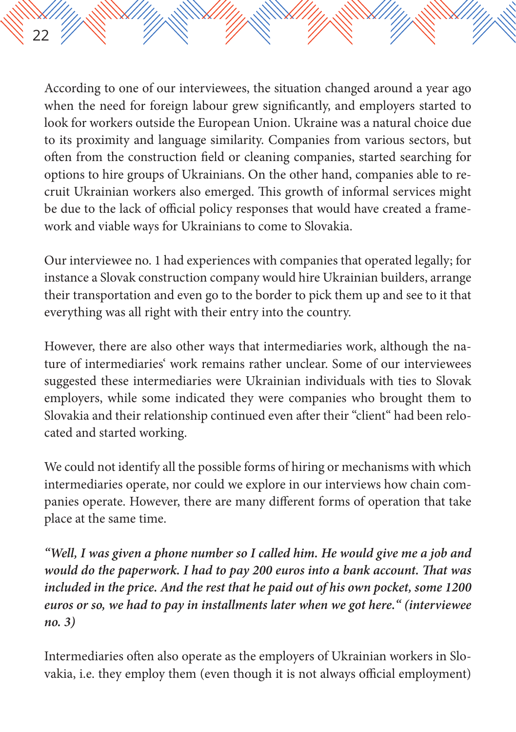According to one of our interviewees, the situation changed around a year ago when the need for foreign labour grew significantly, and employers started to look for workers outside the European Union. Ukraine was a natural choice due to its proximity and language similarity. Companies from various sectors, but often from the construction field or cleaning companies, started searching for options to hire groups of Ukrainians. On the other hand, companies able to recruit Ukrainian workers also emerged. This growth of informal services might be due to the lack of official policy responses that would have created a framework and viable ways for Ukrainians to come to Slovakia.

Our interviewee no. 1 had experiences with companies that operated legally; for instance a Slovak construction company would hire Ukrainian builders, arrange their transportation and even go to the border to pick them up and see to it that everything was all right with their entry into the country.

However, there are also other ways that intermediaries work, although the nature of intermediaries' work remains rather unclear. Some of our interviewees suggested these intermediaries were Ukrainian individuals with ties to Slovak employers, while some indicated they were companies who brought them to Slovakia and their relationship continued even after their "client" had been relocated and started working.

We could not identify all the possible forms of hiring or mechanisms with which intermediaries operate, nor could we explore in our interviews how chain companies operate. However, there are many different forms of operation that take place at the same time.

***"Well, I was given a phone number so I called him. He would give me a job and would do the paperwork. I had to pay 200 euros into a bank account. That was included in the price. And the rest that he paid out of his own pocket, some 1200 euros or so, we had to pay in installments later when we got here." (interviewee no. 3)***

Intermediaries often also operate as the employers of Ukrainian workers in Slovakia, i.e. they employ them (even though it is not always official employment)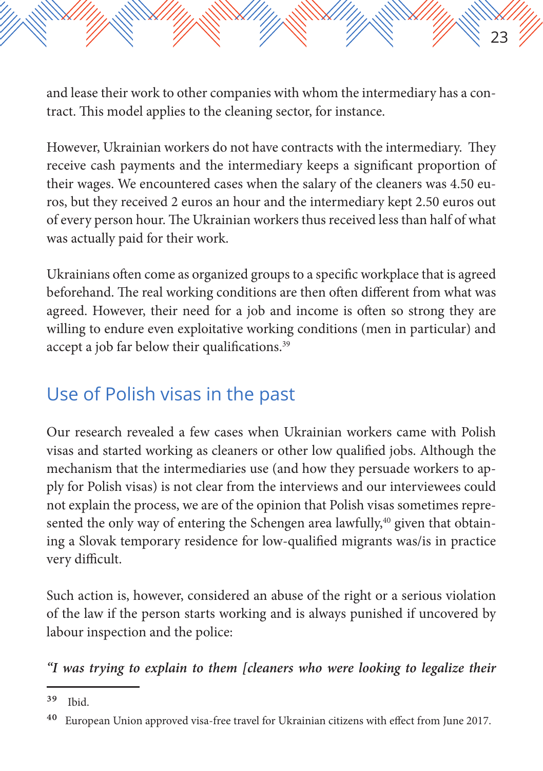and lease their work to other companies with whom the intermediary has a contract. This model applies to the cleaning sector, for instance.

However, Ukrainian workers do not have contracts with the intermediary. They receive cash payments and the intermediary keeps a significant proportion of their wages. We encountered cases when the salary of the cleaners was 4.50 euros, but they received 2 euros an hour and the intermediary kept 2.50 euros out of every person hour. The Ukrainian workers thus received less than half of what was actually paid for their work.

Ukrainians often come as organized groups to a specific workplace that is agreed beforehand. The real working conditions are then often different from what was agreed. However, their need for a job and income is often so strong they are willing to endure even exploitative working conditions (men in particular) and accept a job far below their qualifications.[39]

## Use of Polish visas in the past

Our research revealed a few cases when Ukrainian workers came with Polish visas and started working as cleaners or other low qualified jobs. Although the mechanism that the intermediaries use (and how they persuade workers to apply for Polish visas) is not clear from the interviews and our interviewees could not explain the process, we are of the opinion that Polish visas sometimes represented the only way of entering the Schengen area lawfully,[40] given that obtaining a Slovak temporary residence for low-qualified migrants was/is in practice very difficult.

Such action is, however, considered an abuse of the right or a serious violation of the law if the person starts working and is always punished if uncovered by labour inspection and the police:

***"I was trying to explain to them [cleaners who were looking to legalize their***

---

[39] Ibid.

[40] European Union approved visa-free travel for Ukrainian citizens with effect from June 2017.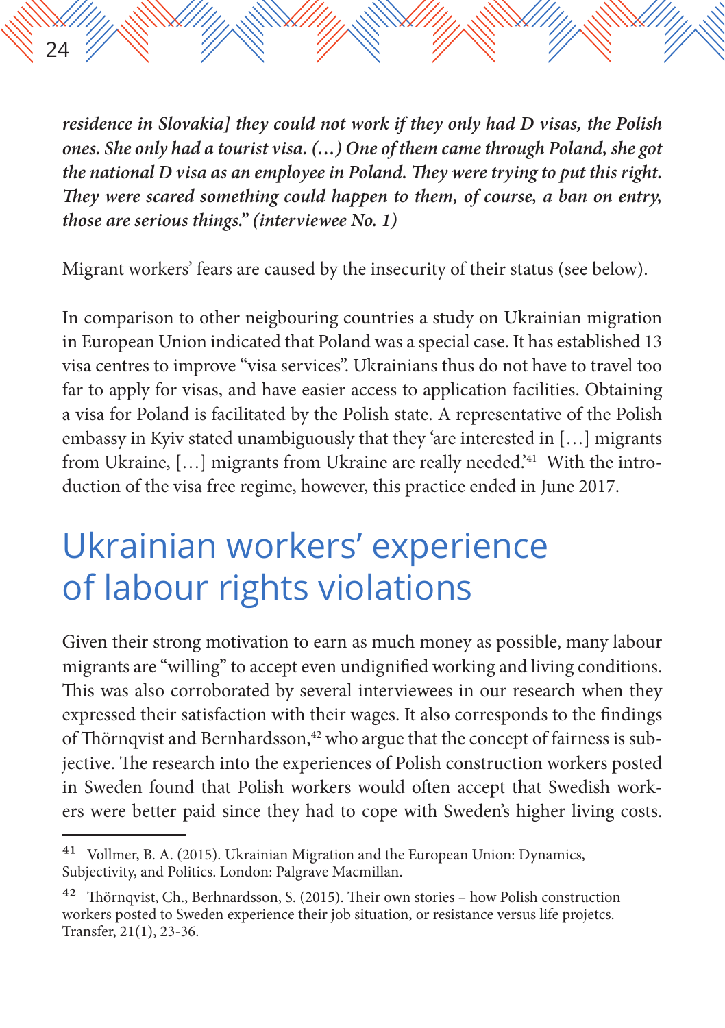***residence in Slovakia] they could not work if they only had D visas, the Polish ones. She only had a tourist visa. (…) One of them came through Poland, she got the national D visa as an employee in Poland. They were trying to put this right. They were scared something could happen to them, of course, a ban on entry, those are serious things." (interviewee No. 1)***

Migrant workers' fears are caused by the insecurity of their status (see below).

In comparison to other neigbouring countries a study on Ukrainian migration in European Union indicated that Poland was a special case. It has established 13 visa centres to improve "visa services". Ukrainians thus do not have to travel too far to apply for visas, and have easier access to application facilities. Obtaining a visa for Poland is facilitated by the Polish state. A representative of the Polish embassy in Kyiv stated unambiguously that they 'are interested in […] migrants from Ukraine, […] migrants from Ukraine are really needed.'[41] With the introduction of the visa free regime, however, this practice ended in June 2017.

## Ukrainian workers' experience of labour rights violations

Given their strong motivation to earn as much money as possible, many labour migrants are "willing" to accept even undignified working and living conditions. This was also corroborated by several interviewees in our research when they expressed their satisfaction with their wages. It also corresponds to the findings of Thörnqvist and Bernhardsson,[42] who argue that the concept of fairness is subjective. The research into the experiences of Polish construction workers posted in Sweden found that Polish workers would often accept that Swedish workers were better paid since they had to cope with Sweden's higher living costs.

---

[41] Vollmer, B. A. (2015). Ukrainian Migration and the European Union: Dynamics, Subjectivity, and Politics. London: Palgrave Macmillan.

[42] Thörnqvist, Ch., Berhnardsson, S. (2015). Their own stories – how Polish construction workers posted to Sweden experience their job situation, or resistance versus life projetcs. Transfer, 21(1), 23-36.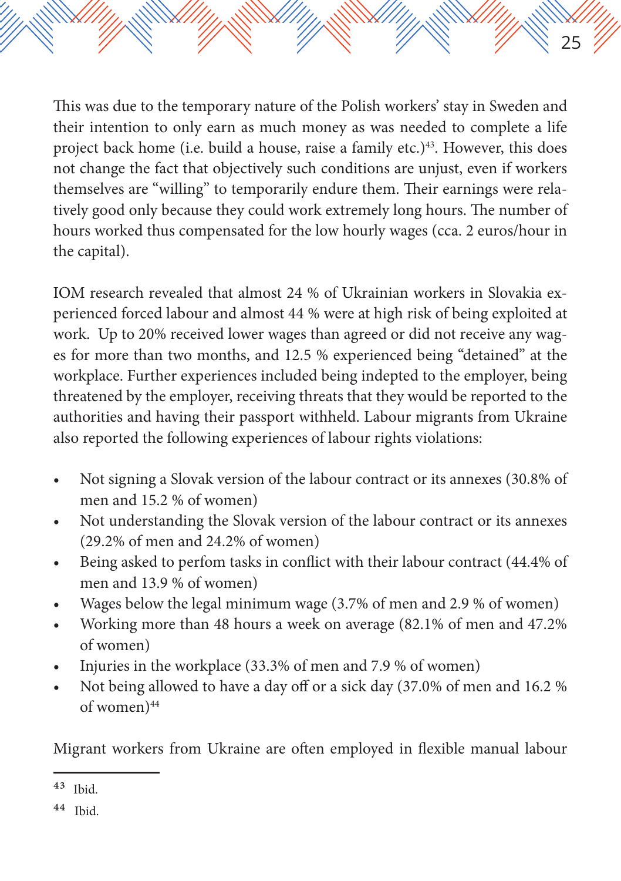This was due to the temporary nature of the Polish workers' stay in Sweden and their intention to only earn as much money as was needed to complete a life project back home (i.e. build a house, raise a family etc.)[43]. However, this does not change the fact that objectively such conditions are unjust, even if workers themselves are "willing" to temporarily endure them. Their earnings were relatively good only because they could work extremely long hours. The number of hours worked thus compensated for the low hourly wages (cca. 2 euros/hour in the capital).

IOM research revealed that almost 24 % of Ukrainian workers in Slovakia experienced forced labour and almost 44 % were at high risk of being exploited at work. Up to 20% received lower wages than agreed or did not receive any wages for more than two months, and 12.5 % experienced being "detained" at the workplace. Further experiences included being indepted to the employer, being threatened by the employer, receiving threats that they would be reported to the authorities and having their passport withheld. Labour migrants from Ukraine also reported the following experiences of labour rights violations:

- Not signing a Slovak version of the labour contract or its annexes (30.8% of men and 15.2 % of women)
- Not understanding the Slovak version of the labour contract or its annexes (29.2% of men and 24.2% of women)
- Being asked to perfom tasks in conflict with their labour contract (44.4% of men and 13.9 % of women)
- Wages below the legal minimum wage (3.7% of men and 2.9 % of women)
- Working more than 48 hours a week on average (82.1% of men and 47.2% of women)
- Injuries in the workplace (33.3% of men and 7.9 % of women)
- Not being allowed to have a day off or a sick day (37.0% of men and 16.2 % of women)[44]

Migrant workers from Ukraine are often employed in flexible manual labour

[43] Ibid.

[44] Ibid.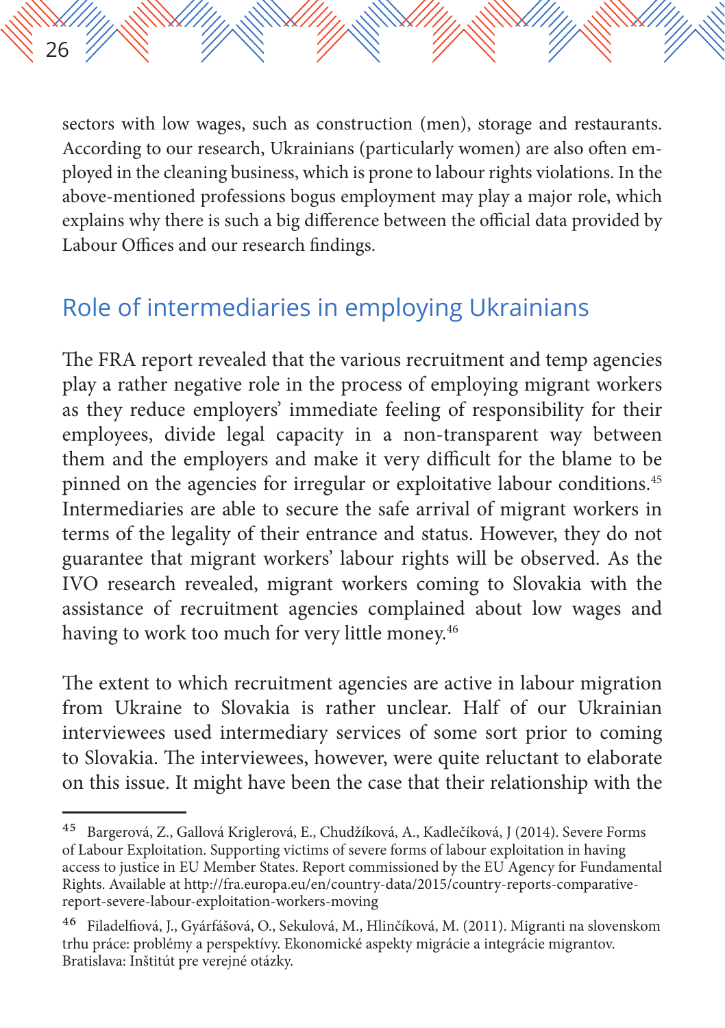sectors with low wages, such as construction (men), storage and restaurants. According to our research, Ukrainians (particularly women) are also often employed in the cleaning business, which is prone to labour rights violations. In the above-mentioned professions bogus employment may play a major role, which explains why there is such a big difference between the official data provided by Labour Offices and our research findings.

## Role of intermediaries in employing Ukrainians

The FRA report revealed that the various recruitment and temp agencies play a rather negative role in the process of employing migrant workers as they reduce employers' immediate feeling of responsibility for their employees, divide legal capacity in a non-transparent way between them and the employers and make it very difficult for the blame to be pinned on the agencies for irregular or exploitative labour conditions.[45] Intermediaries are able to secure the safe arrival of migrant workers in terms of the legality of their entrance and status. However, they do not guarantee that migrant workers' labour rights will be observed. As the IVO research revealed, migrant workers coming to Slovakia with the assistance of recruitment agencies complained about low wages and having to work too much for very little money.[46]

The extent to which recruitment agencies are active in labour migration from Ukraine to Slovakia is rather unclear. Half of our Ukrainian interviewees used intermediary services of some sort prior to coming to Slovakia. The interviewees, however, were quite reluctant to elaborate on this issue. It might have been the case that their relationship with the

---

[45] Bargerová, Z., Gallová Kriglerová, E., Chudžíková, A., Kadlečíková, J (2014). Severe Forms of Labour Exploitation. Supporting victims of severe forms of labour exploitation in having access to justice in EU Member States. Report commissioned by the EU Agency for Fundamental Rights. Available at http://fra.europa.eu/en/country-data/2015/country-reports-comparative-report-severe-labour-exploitation-workers-moving

[46] Filadelfiová, J., Gyárfášová, O., Sekulová, M., Hlinčíková, M. (2011). Migranti na slovenskom trhu práce: problémy a perspektívy. Ekonomické aspekty migrácie a integrácie migrantov. Bratislava: Inštitút pre verejné otázky.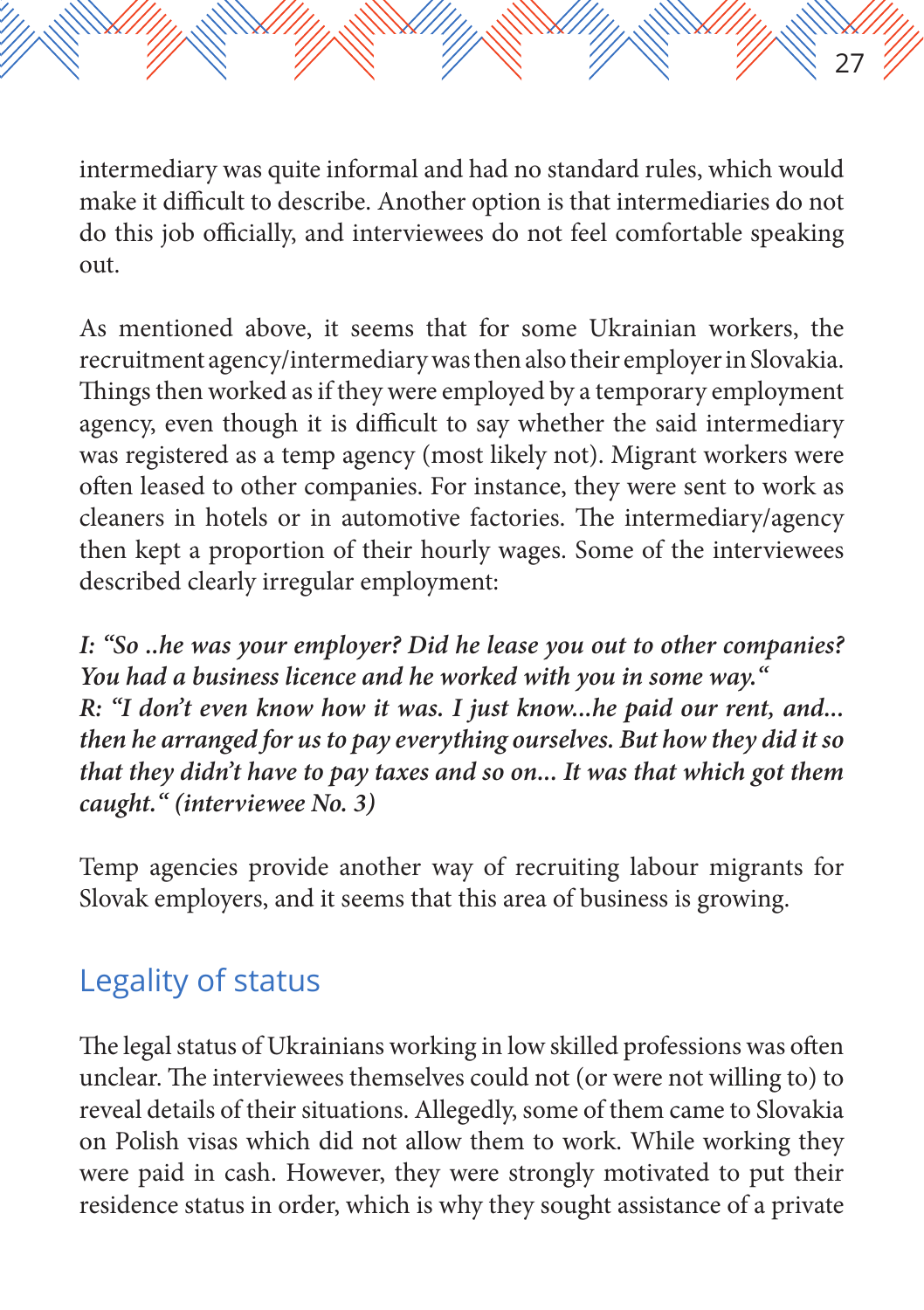intermediary was quite informal and had no standard rules, which would make it difficult to describe. Another option is that intermediaries do not do this job officially, and interviewees do not feel comfortable speaking out.

As mentioned above, it seems that for some Ukrainian workers, the recruitment agency/intermediary was then also their employer in Slovakia. Things then worked as if they were employed by a temporary employment agency, even though it is difficult to say whether the said intermediary was registered as a temp agency (most likely not). Migrant workers were often leased to other companies. For instance, they were sent to work as cleaners in hotels or in automotive factories. The intermediary/agency then kept a proportion of their hourly wages. Some of the interviewees described clearly irregular employment:

***I: "So ..he was your employer? Did he lease you out to other companies? You had a business licence and he worked with you in some way."***
***R: "I don't even know how it was. I just know...he paid our rent, and... then he arranged for us to pay everything ourselves. But how they did it so that they didn't have to pay taxes and so on... It was that which got them caught." (interviewee No. 3)***

Temp agencies provide another way of recruiting labour migrants for Slovak employers, and it seems that this area of business is growing.

## Legality of status

The legal status of Ukrainians working in low skilled professions was often unclear. The interviewees themselves could not (or were not willing to) to reveal details of their situations. Allegedly, some of them came to Slovakia on Polish visas which did not allow them to work. While working they were paid in cash. However, they were strongly motivated to put their residence status in order, which is why they sought assistance of a private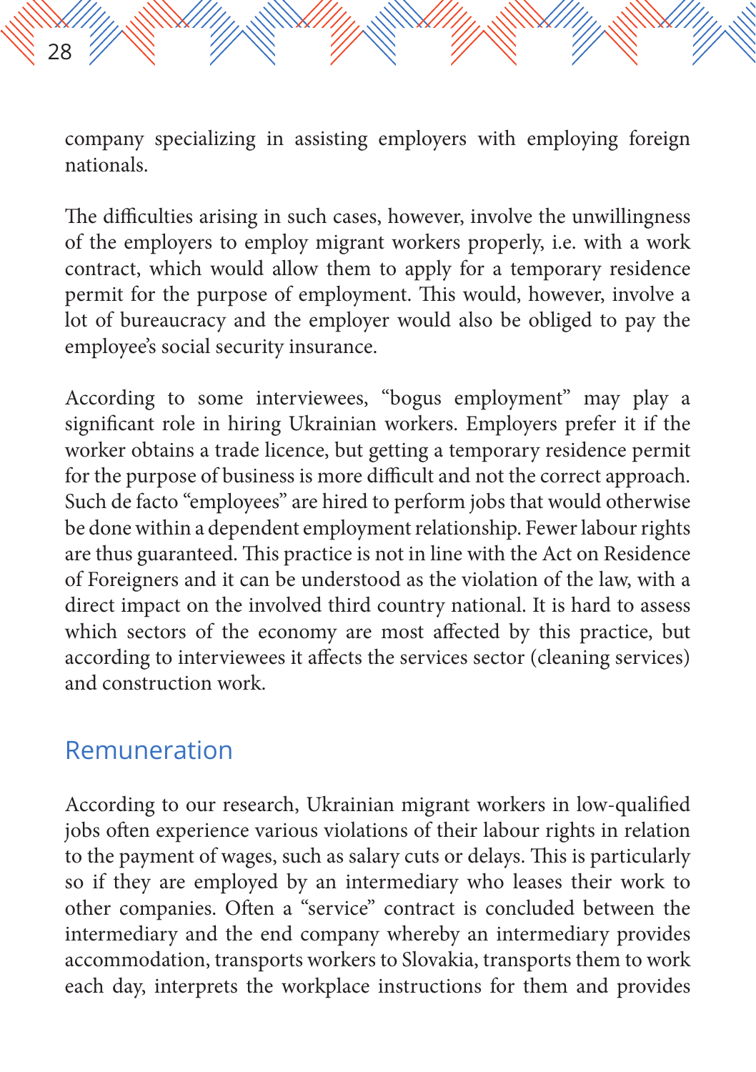company specializing in assisting employers with employing foreign nationals.

The difficulties arising in such cases, however, involve the unwillingness of the employers to employ migrant workers properly, i.e. with a work contract, which would allow them to apply for a temporary residence permit for the purpose of employment. This would, however, involve a lot of bureaucracy and the employer would also be obliged to pay the employee's social security insurance.

According to some interviewees, "bogus employment" may play a significant role in hiring Ukrainian workers. Employers prefer it if the worker obtains a trade licence, but getting a temporary residence permit for the purpose of business is more difficult and not the correct approach. Such de facto "employees" are hired to perform jobs that would otherwise be done within a dependent employment relationship. Fewer labour rights are thus guaranteed. This practice is not in line with the Act on Residence of Foreigners and it can be understood as the violation of the law, with a direct impact on the involved third country national. It is hard to assess which sectors of the economy are most affected by this practice, but according to interviewees it affects the services sector (cleaning services) and construction work.

## Remuneration

According to our research, Ukrainian migrant workers in low-qualified jobs often experience various violations of their labour rights in relation to the payment of wages, such as salary cuts or delays. This is particularly so if they are employed by an intermediary who leases their work to other companies. Often a "service" contract is concluded between the intermediary and the end company whereby an intermediary provides accommodation, transports workers to Slovakia, transports them to work each day, interprets the workplace instructions for them and provides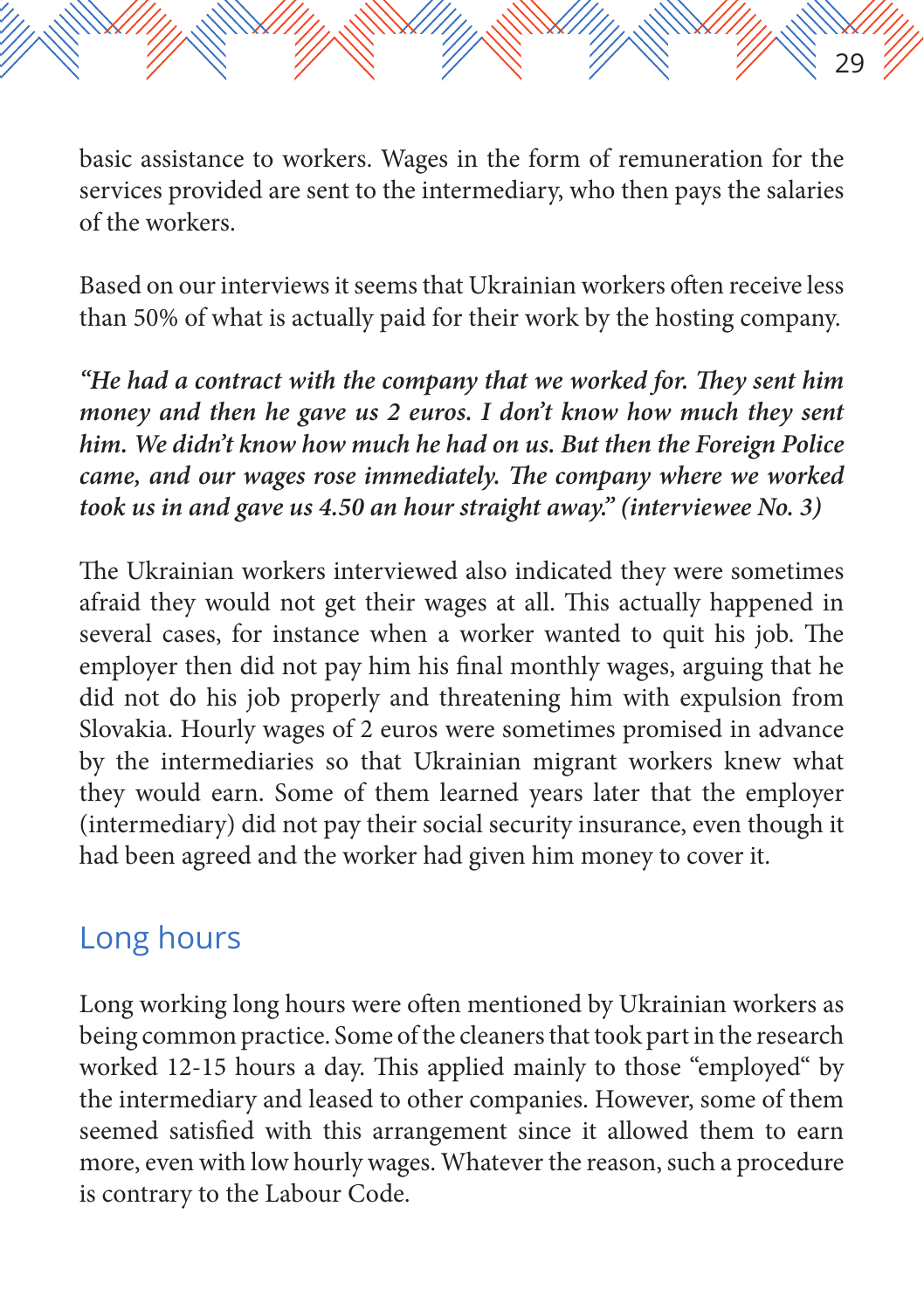basic assistance to workers. Wages in the form of remuneration for the services provided are sent to the intermediary, who then pays the salaries of the workers.

Based on our interviews it seems that Ukrainian workers often receive less than 50% of what is actually paid for their work by the hosting company.

***"He had a contract with the company that we worked for. They sent him money and then he gave us 2 euros. I don't know how much they sent him. We didn't know how much he had on us. But then the Foreign Police came, and our wages rose immediately. The company where we worked took us in and gave us 4.50 an hour straight away." (interviewee No. 3)***

The Ukrainian workers interviewed also indicated they were sometimes afraid they would not get their wages at all. This actually happened in several cases, for instance when a worker wanted to quit his job. The employer then did not pay him his final monthly wages, arguing that he did not do his job properly and threatening him with expulsion from Slovakia. Hourly wages of 2 euros were sometimes promised in advance by the intermediaries so that Ukrainian migrant workers knew what they would earn. Some of them learned years later that the employer (intermediary) did not pay their social security insurance, even though it had been agreed and the worker had given him money to cover it.

## Long hours

Long working long hours were often mentioned by Ukrainian workers as being common practice. Some of the cleaners that took part in the research worked 12-15 hours a day. This applied mainly to those "employed" by the intermediary and leased to other companies. However, some of them seemed satisfied with this arrangement since it allowed them to earn more, even with low hourly wages. Whatever the reason, such a procedure is contrary to the Labour Code.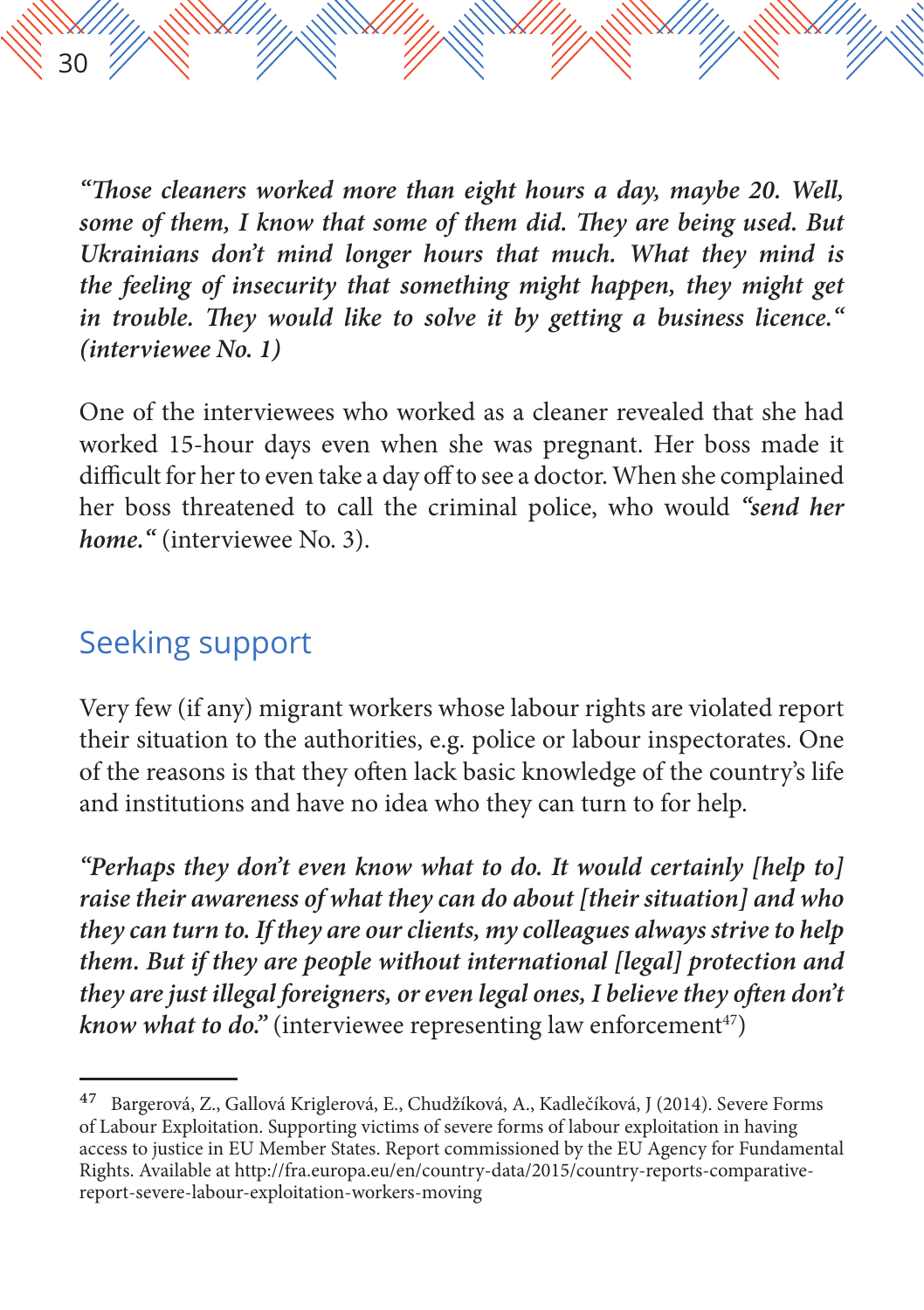***"Those cleaners worked more than eight hours a day, maybe 20. Well, some of them, I know that some of them did. They are being used. But Ukrainians don't mind longer hours that much. What they mind is the feeling of insecurity that something might happen, they might get in trouble. They would like to solve it by getting a business licence." (interviewee No. 1)***

One of the interviewees who worked as a cleaner revealed that she had worked 15-hour days even when she was pregnant. Her boss made it difficult for her to even take a day off to see a doctor. When she complained her boss threatened to call the criminal police, who would ***"send her home."*** (interviewee No. 3).

## Seeking support

Very few (if any) migrant workers whose labour rights are violated report their situation to the authorities, e.g. police or labour inspectorates. One of the reasons is that they often lack basic knowledge of the country's life and institutions and have no idea who they can turn to for help.

***"Perhaps they don't even know what to do. It would certainly [help to] raise their awareness of what they can do about [their situation] and who they can turn to. If they are our clients, my colleagues always strive to help them. But if they are people without international [legal] protection and they are just illegal foreigners, or even legal ones, I believe they often don't know what to do."*** (interviewee representing law enforcement[47])

---

[47] Bargerová, Z., Gallová Kriglerová, E., Chudžíková, A., Kadlečíková, J (2014). Severe Forms of Labour Exploitation. Supporting victims of severe forms of labour exploitation in having access to justice in EU Member States. Report commissioned by the EU Agency for Fundamental Rights. Available at http://fra.europa.eu/en/country-data/2015/country-reports-comparative-report-severe-labour-exploitation-workers-moving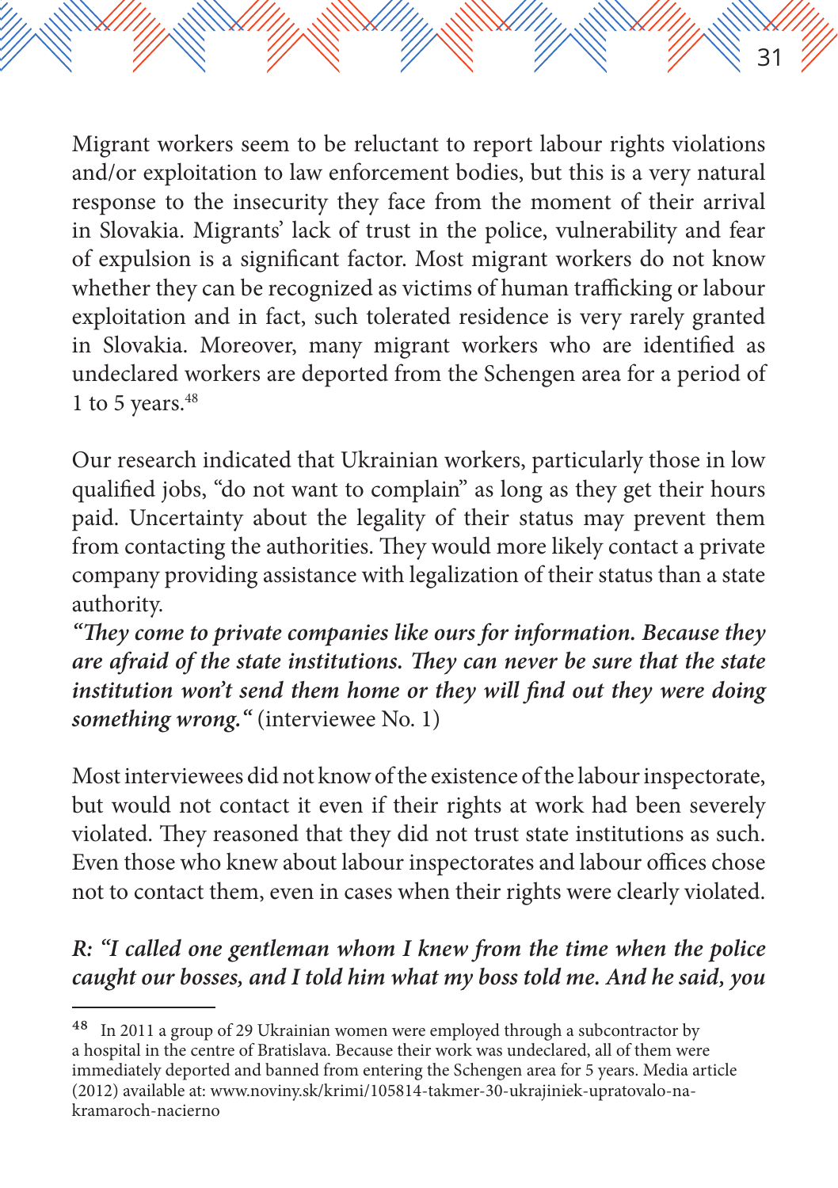Migrant workers seem to be reluctant to report labour rights violations and/or exploitation to law enforcement bodies, but this is a very natural response to the insecurity they face from the moment of their arrival in Slovakia. Migrants' lack of trust in the police, vulnerability and fear of expulsion is a significant factor. Most migrant workers do not know whether they can be recognized as victims of human trafficking or labour exploitation and in fact, such tolerated residence is very rarely granted in Slovakia. Moreover, many migrant workers who are identified as undeclared workers are deported from the Schengen area for a period of 1 to 5 years.[48]

Our research indicated that Ukrainian workers, particularly those in low qualified jobs, "do not want to complain" as long as they get their hours paid. Uncertainty about the legality of their status may prevent them from contacting the authorities. They would more likely contact a private company providing assistance with legalization of their status than a state authority.

***"They come to private companies like ours for information. Because they are afraid of the state institutions. They can never be sure that the state institution won't send them home or they will find out they were doing something wrong."*** (interviewee No. 1)

Most interviewees did not know of the existence of the labour inspectorate, but would not contact it even if their rights at work had been severely violated. They reasoned that they did not trust state institutions as such. Even those who knew about labour inspectorates and labour offices chose not to contact them, even in cases when their rights were clearly violated.

***R: "I called one gentleman whom I knew from the time when the police caught our bosses, and I told him what my boss told me. And he said, you***

---

[48] In 2011 a group of 29 Ukrainian women were employed through a subcontractor by a hospital in the centre of Bratislava. Because their work was undeclared, all of them were immediately deported and banned from entering the Schengen area for 5 years. Media article (2012) available at: www.noviny.sk/krimi/105814-takmer-30-ukrajiniek-upratovalo-na-kramaroch-nacierno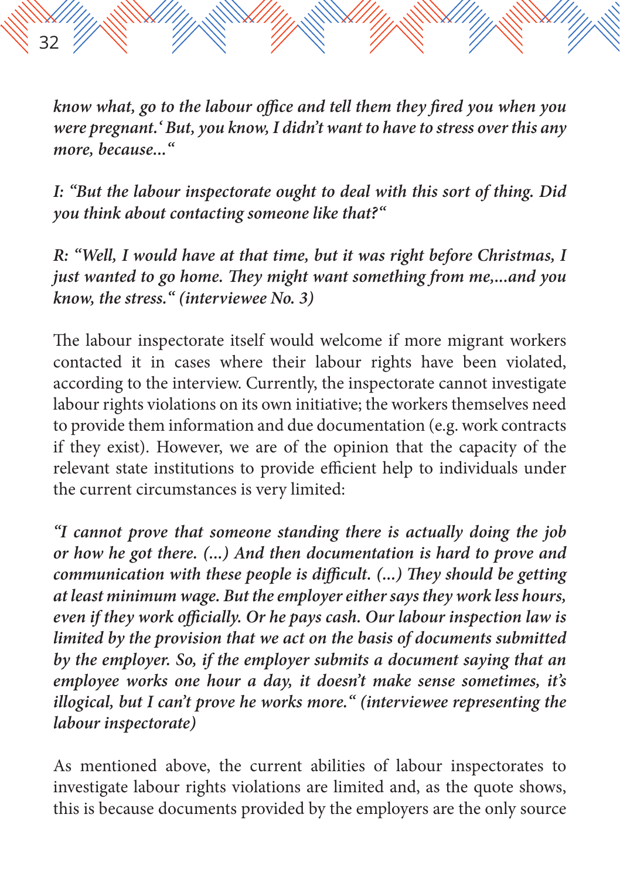*know what, go to the labour office and tell them they fired you when you were pregnant.' But, you know, I didn't want to have to stress over this any more, because..."*

*I: "But the labour inspectorate ought to deal with this sort of thing. Did you think about contacting someone like that?"*

*R: "Well, I would have at that time, but it was right before Christmas, I just wanted to go home. They might want something from me,...and you know, the stress." (interviewee No. 3)*

The labour inspectorate itself would welcome if more migrant workers contacted it in cases where their labour rights have been violated, according to the interview. Currently, the inspectorate cannot investigate labour rights violations on its own initiative; the workers themselves need to provide them information and due documentation (e.g. work contracts if they exist). However, we are of the opinion that the capacity of the relevant state institutions to provide efficient help to individuals under the current circumstances is very limited:

*"I cannot prove that someone standing there is actually doing the job or how he got there. (...) And then documentation is hard to prove and communication with these people is difficult. (...) They should be getting at least minimum wage. But the employer either says they work less hours, even if they work officially. Or he pays cash. Our labour inspection law is limited by the provision that we act on the basis of documents submitted by the employer. So, if the employer submits a document saying that an employee works one hour a day, it doesn't make sense sometimes, it's illogical, but I can't prove he works more." (interviewee representing the labour inspectorate)*

As mentioned above, the current abilities of labour inspectorates to investigate labour rights violations are limited and, as the quote shows, this is because documents provided by the employers are the only source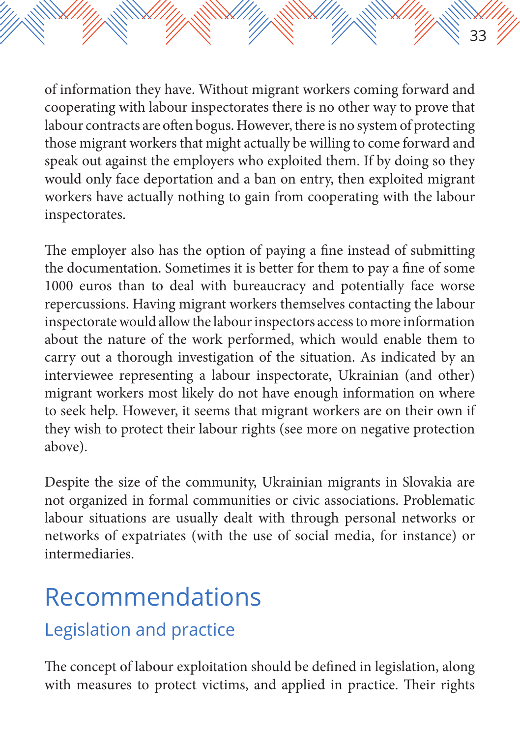of information they have. Without migrant workers coming forward and cooperating with labour inspectorates there is no other way to prove that labour contracts are often bogus. However, there is no system of protecting those migrant workers that might actually be willing to come forward and speak out against the employers who exploited them. If by doing so they would only face deportation and a ban on entry, then exploited migrant workers have actually nothing to gain from cooperating with the labour inspectorates.

The employer also has the option of paying a fine instead of submitting the documentation. Sometimes it is better for them to pay a fine of some 1000 euros than to deal with bureaucracy and potentially face worse repercussions. Having migrant workers themselves contacting the labour inspectorate would allow the labour inspectors access to more information about the nature of the work performed, which would enable them to carry out a thorough investigation of the situation. As indicated by an interviewee representing a labour inspectorate, Ukrainian (and other) migrant workers most likely do not have enough information on where to seek help. However, it seems that migrant workers are on their own if they wish to protect their labour rights (see more on negative protection above).

Despite the size of the community, Ukrainian migrants in Slovakia are not organized in formal communities or civic associations. Problematic labour situations are usually dealt with through personal networks or networks of expatriates (with the use of social media, for instance) or intermediaries.

# Recommendations

## Legislation and practice

The concept of labour exploitation should be defined in legislation, along with measures to protect victims, and applied in practice. Their rights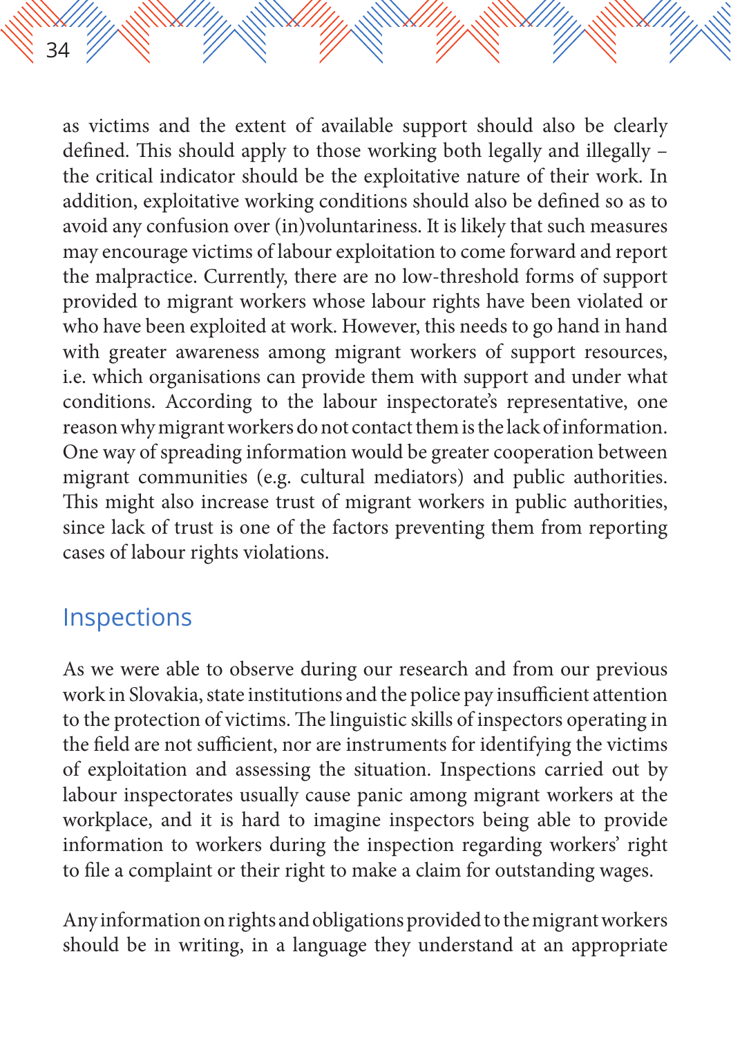as victims and the extent of available support should also be clearly defined. This should apply to those working both legally and illegally – the critical indicator should be the exploitative nature of their work. In addition, exploitative working conditions should also be defined so as to avoid any confusion over (in)voluntariness. It is likely that such measures may encourage victims of labour exploitation to come forward and report the malpractice. Currently, there are no low-threshold forms of support provided to migrant workers whose labour rights have been violated or who have been exploited at work. However, this needs to go hand in hand with greater awareness among migrant workers of support resources, i.e. which organisations can provide them with support and under what conditions. According to the labour inspectorate's representative, one reason why migrant workers do not contact them is the lack of information. One way of spreading information would be greater cooperation between migrant communities (e.g. cultural mediators) and public authorities. This might also increase trust of migrant workers in public authorities, since lack of trust is one of the factors preventing them from reporting cases of labour rights violations.

## Inspections

As we were able to observe during our research and from our previous work in Slovakia, state institutions and the police pay insufficient attention to the protection of victims. The linguistic skills of inspectors operating in the field are not sufficient, nor are instruments for identifying the victims of exploitation and assessing the situation. Inspections carried out by labour inspectorates usually cause panic among migrant workers at the workplace, and it is hard to imagine inspectors being able to provide information to workers during the inspection regarding workers' right to file a complaint or their right to make a claim for outstanding wages.

Any information on rights and obligations provided to the migrant workers should be in writing, in a language they understand at an appropriate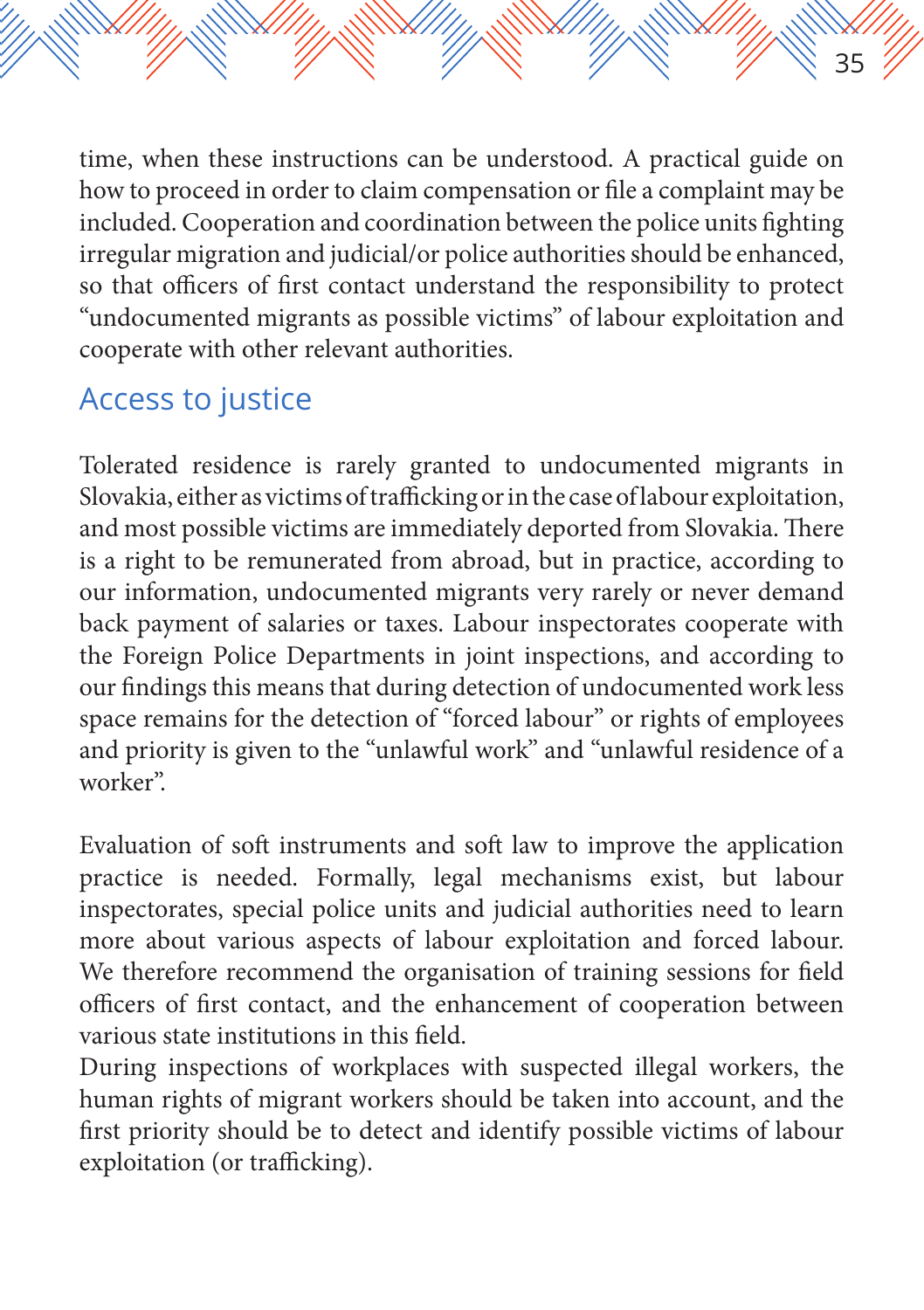time, when these instructions can be understood. A practical guide on how to proceed in order to claim compensation or file a complaint may be included. Cooperation and coordination between the police units fighting irregular migration and judicial/or police authorities should be enhanced, so that officers of first contact understand the responsibility to protect "undocumented migrants as possible victims" of labour exploitation and cooperate with other relevant authorities.

## Access to justice

Tolerated residence is rarely granted to undocumented migrants in Slovakia, either as victims of trafficking or in the case of labour exploitation, and most possible victims are immediately deported from Slovakia. There is a right to be remunerated from abroad, but in practice, according to our information, undocumented migrants very rarely or never demand back payment of salaries or taxes. Labour inspectorates cooperate with the Foreign Police Departments in joint inspections, and according to our findings this means that during detection of undocumented work less space remains for the detection of "forced labour" or rights of employees and priority is given to the "unlawful work" and "unlawful residence of a worker".

Evaluation of soft instruments and soft law to improve the application practice is needed. Formally, legal mechanisms exist, but labour inspectorates, special police units and judicial authorities need to learn more about various aspects of labour exploitation and forced labour. We therefore recommend the organisation of training sessions for field officers of first contact, and the enhancement of cooperation between various state institutions in this field.

During inspections of workplaces with suspected illegal workers, the human rights of migrant workers should be taken into account, and the first priority should be to detect and identify possible victims of labour exploitation (or trafficking).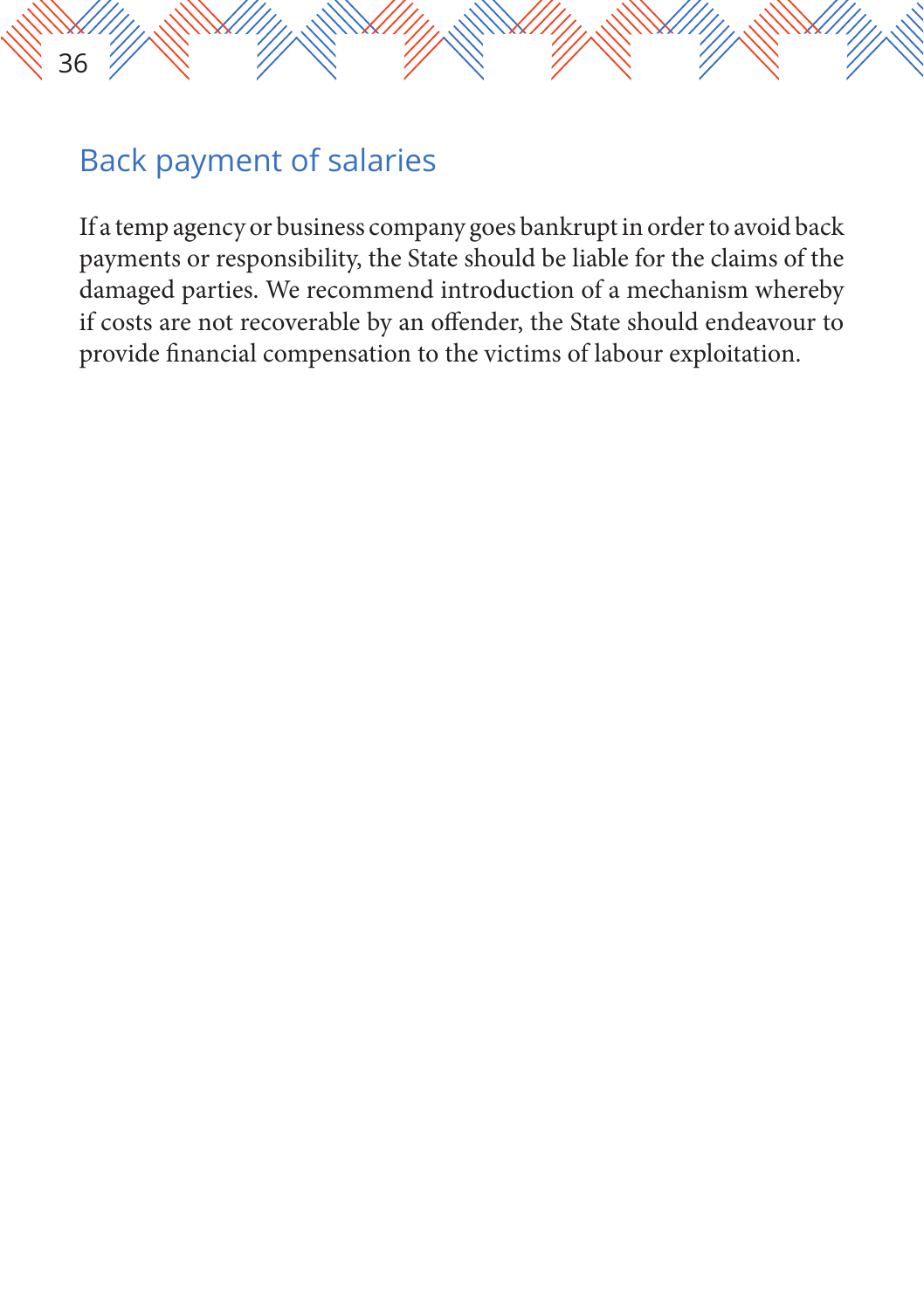## Back payment of salaries

If a temp agency or business company goes bankrupt in order to avoid back payments or responsibility, the State should be liable for the claims of the damaged parties. We recommend introduction of a mechanism whereby if costs are not recoverable by an offender, the State should endeavour to provide financial compensation to the victims of labour exploitation.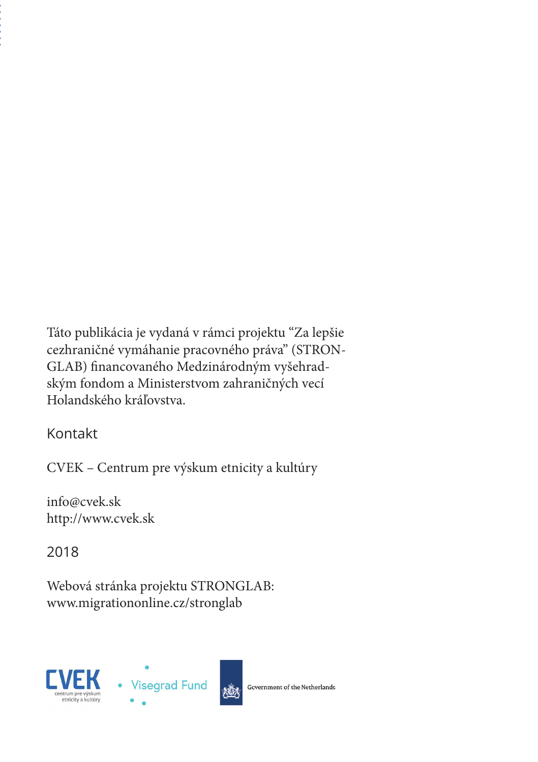Táto publikácia je vydaná v rámci projektu “Za lepšie cezhraničné vymáhanie pracovného práva” (STRONGLAB) financovaného Medzinárodným vyšehradským fondom a Ministerstvom zahraničných vecí Holandského kráľovstva.

Kontakt

CVEK – Centrum pre výskum etnicity a kultúry

info@cvek.sk
http://www.cvek.sk

2018

Webová stránka projektu STRONGLAB:
www.migrationonline.cz/stronglab

CVEK centrum pre výskum etnicity a kultúry

Visegrad Fund

Government of the Netherlands